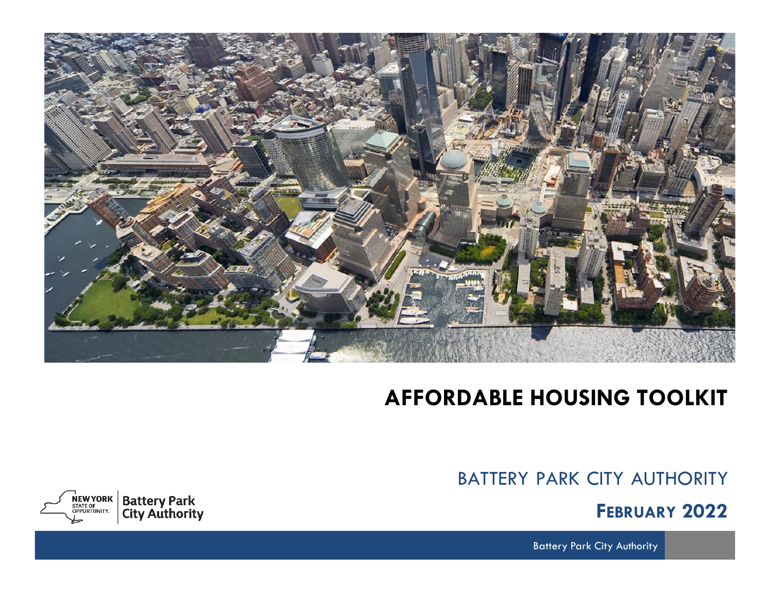# AFFORDABLE HOUSING TOOLKIT

BATTERY PARK CITY AUTHORITY

**FEBRUARY 2022**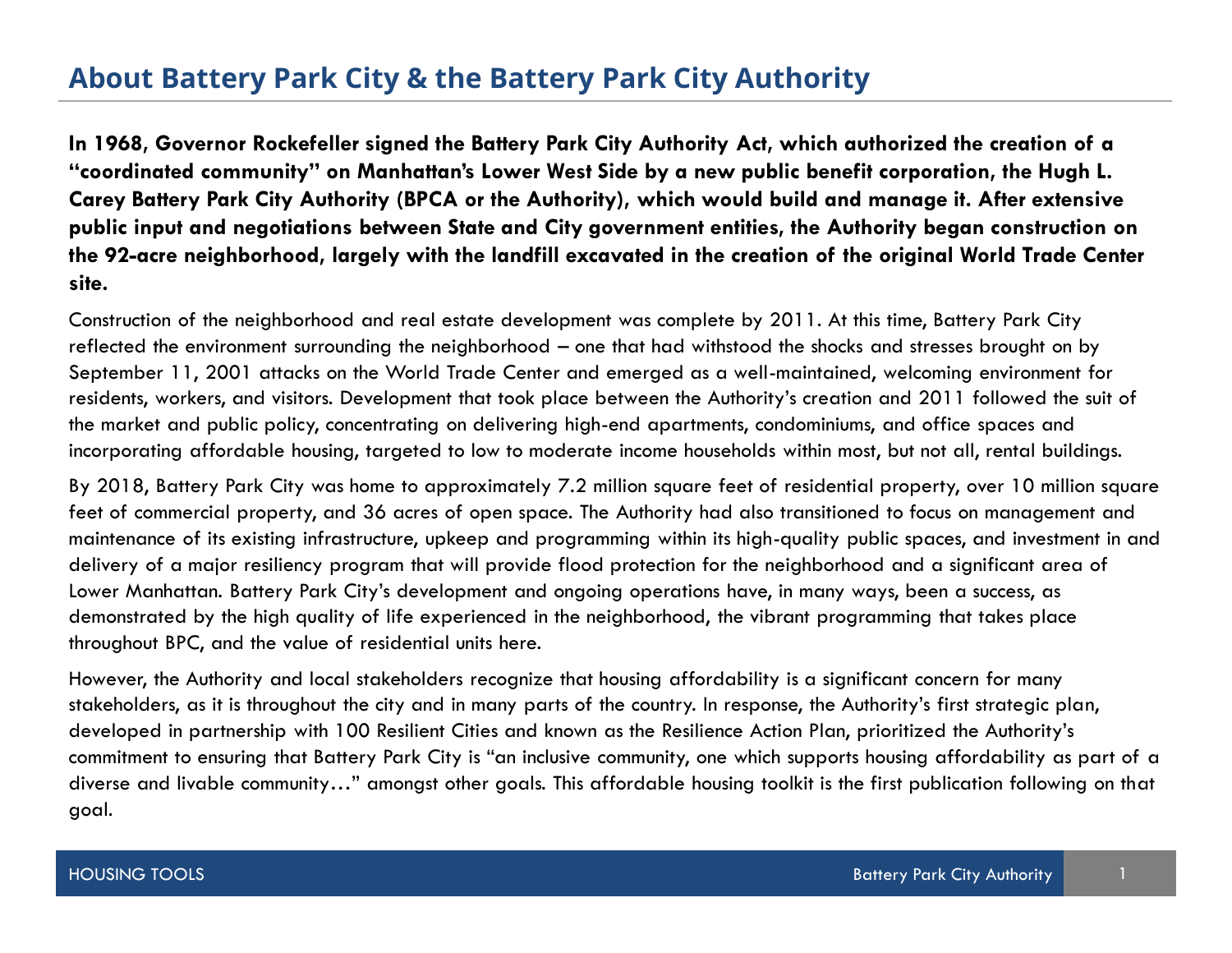# About Battery Park City & the Battery Park City Authority

**In 1968, Governor Rockefeller signed the Battery Park City Authority Act, which authorized the creation of a "coordinated community" on Manhattan's Lower West Side by a new public benefit corporation, the Hugh L. Carey Battery Park City Authority (BPCA or the Authority), which would build and manage it. After extensive public input and negotiations between State and City government entities, the Authority began construction on the 92-acre neighborhood, largely with the landfill excavated in the creation of the original World Trade Center site.**

Construction of the neighborhood and real estate development was complete by 2011. At this time, Battery Park City reflected the environment surrounding the neighborhood – one that had withstood the shocks and stresses brought on by September 11, 2001 attacks on the World Trade Center and emerged as a well-maintained, welcoming environment for residents, workers, and visitors. Development that took place between the Authority's creation and 2011 followed the suit of the market and public policy, concentrating on delivering high-end apartments, condominiums, and office spaces and incorporating affordable housing, targeted to low to moderate income households within most, but not all, rental buildings.

By 2018, Battery Park City was home to approximately 7.2 million square feet of residential property, over 10 million square feet of commercial property, and 36 acres of open space. The Authority had also transitioned to focus on management and maintenance of its existing infrastructure, upkeep and programming within its high-quality public spaces, and investment in and delivery of a major resiliency program that will provide flood protection for the neighborhood and a significant area of Lower Manhattan. Battery Park City's development and ongoing operations have, in many ways, been a success, as demonstrated by the high quality of life experienced in the neighborhood, the vibrant programming that takes place throughout BPC, and the value of residential units here.

However, the Authority and local stakeholders recognize that housing affordability is a significant concern for many stakeholders, as it is throughout the city and in many parts of the country. In response, the Authority's first strategic plan, developed in partnership with 100 Resilient Cities and known as the Resilience Action Plan, prioritized the Authority's commitment to ensuring that Battery Park City is "an inclusive community, one which supports housing affordability as part of a diverse and livable community…" amongst other goals. This affordable housing toolkit is the first publication following on that goal.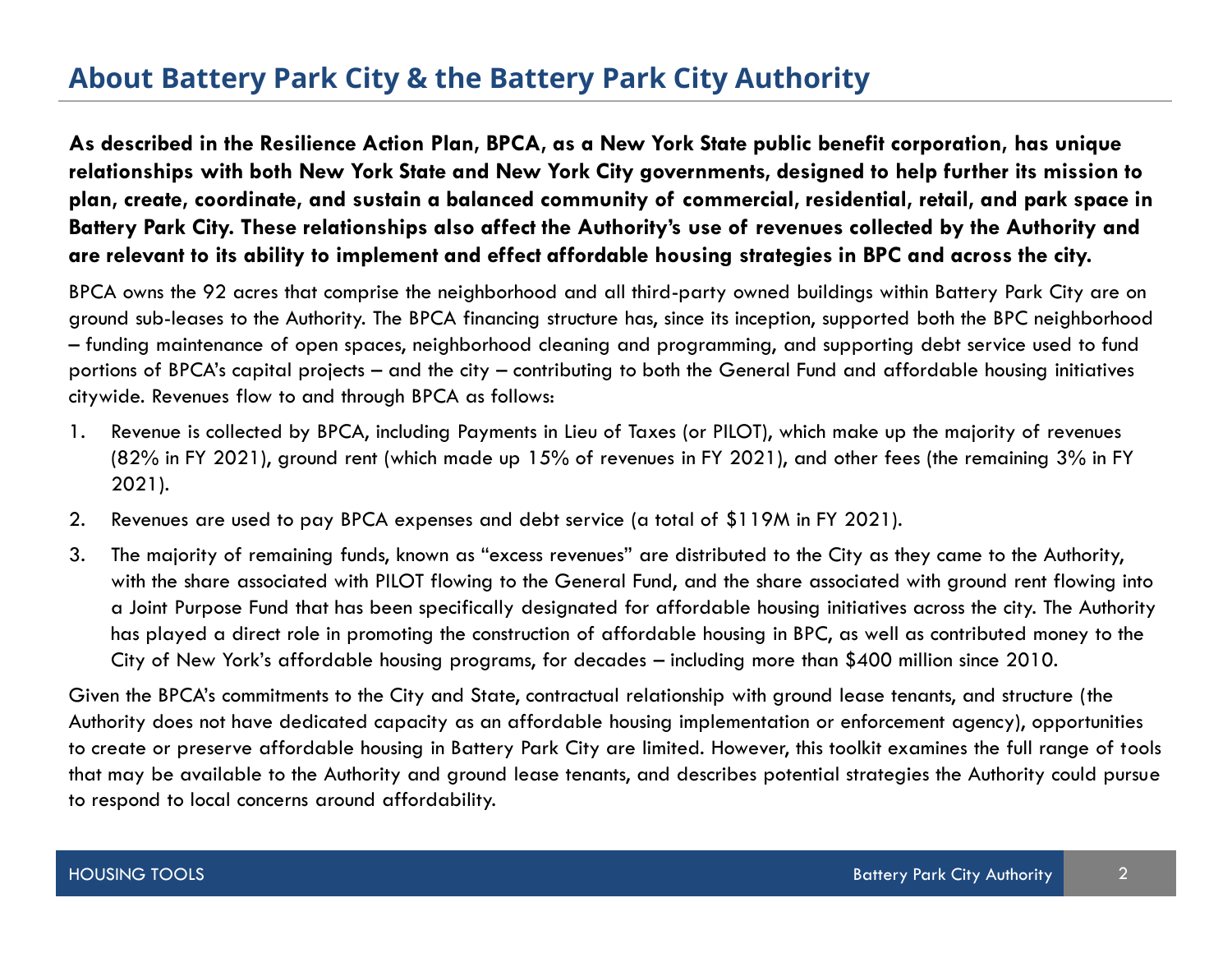## About Battery Park City & the Battery Park City Authority

**As described in the Resilience Action Plan, BPCA, as a New York State public benefit corporation, has unique relationships with both New York State and New York City governments, designed to help further its mission to plan, create, coordinate, and sustain a balanced community of commercial, residential, retail, and park space in Battery Park City. These relationships also affect the Authority's use of revenues collected by the Authority and are relevant to its ability to implement and effect affordable housing strategies in BPC and across the city.**

BPCA owns the 92 acres that comprise the neighborhood and all third-party owned buildings within Battery Park City are on ground sub-leases to the Authority. The BPCA financing structure has, since its inception, supported both the BPC neighborhood – funding maintenance of open spaces, neighborhood cleaning and programming, and supporting debt service used to fund portions of BPCA's capital projects – and the city – contributing to both the General Fund and affordable housing initiatives citywide. Revenues flow to and through BPCA as follows:

1. Revenue is collected by BPCA, including Payments in Lieu of Taxes (or PILOT), which make up the majority of revenues (82% in FY 2021), ground rent (which made up 15% of revenues in FY 2021), and other fees (the remaining 3% in FY 2021).
2. Revenues are used to pay BPCA expenses and debt service (a total of $119M in FY 2021).
3. The majority of remaining funds, known as "excess revenues" are distributed to the City as they came to the Authority, with the share associated with PILOT flowing to the General Fund, and the share associated with ground rent flowing into a Joint Purpose Fund that has been specifically designated for affordable housing initiatives across the city. The Authority has played a direct role in promoting the construction of affordable housing in BPC, as well as contributed money to the City of New York's affordable housing programs, for decades – including more than $400 million since 2010.

Given the BPCA's commitments to the City and State, contractual relationship with ground lease tenants, and structure (the Authority does not have dedicated capacity as an affordable housing implementation or enforcement agency), opportunities to create or preserve affordable housing in Battery Park City are limited. However, this toolkit examines the full range of tools that may be available to the Authority and ground lease tenants, and describes potential strategies the Authority could pursue to respond to local concerns around affordability.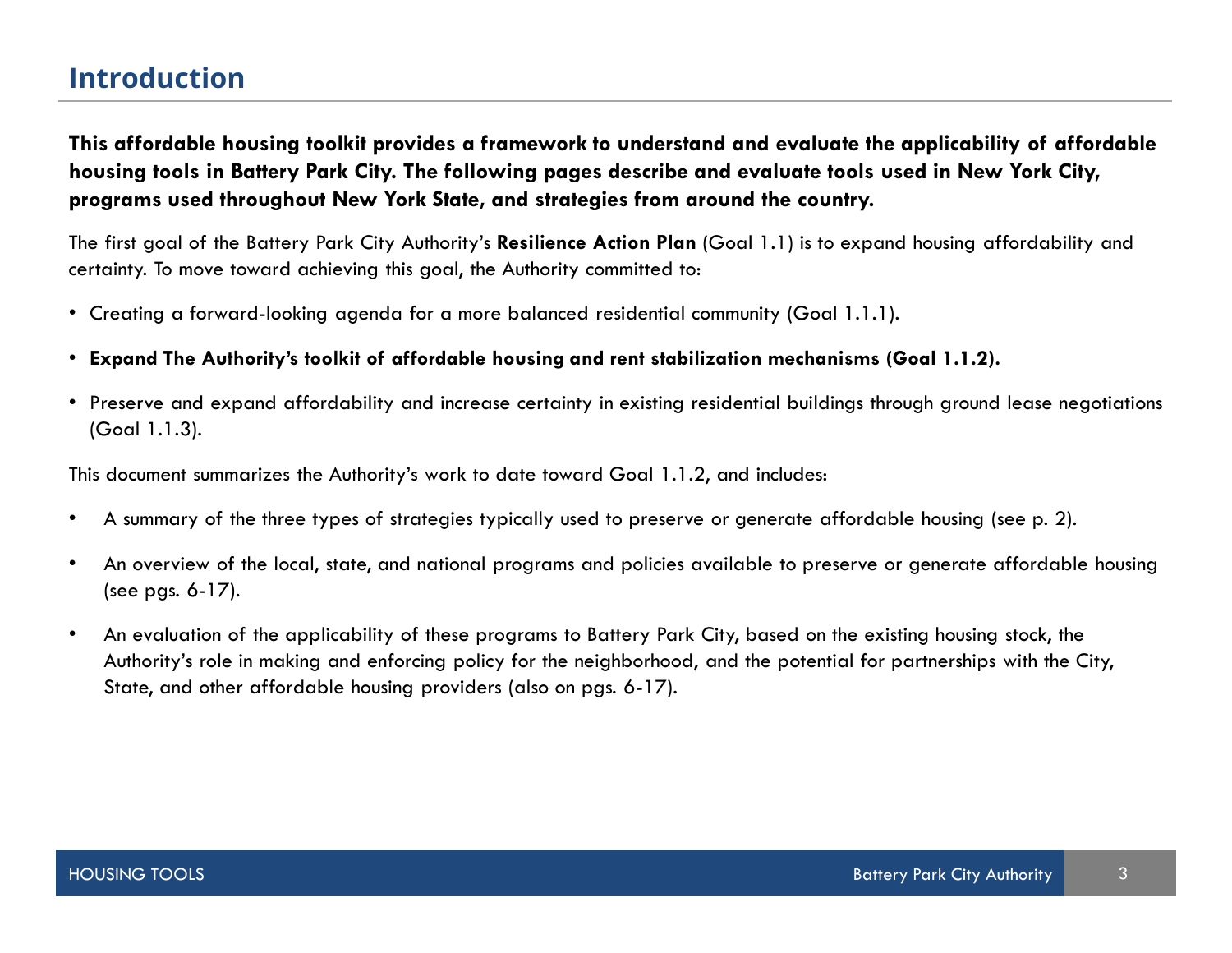# Introduction

**This affordable housing toolkit provides a framework to understand and evaluate the applicability of affordable housing tools in Battery Park City. The following pages describe and evaluate tools used in New York City, programs used throughout New York State, and strategies from around the country.**

The first goal of the Battery Park City Authority's **Resilience Action Plan** (Goal 1.1) is to expand housing affordability and certainty. To move toward achieving this goal, the Authority committed to:

- Creating a forward-looking agenda for a more balanced residential community (Goal 1.1.1).
- **Expand The Authority's toolkit of affordable housing and rent stabilization mechanisms (Goal 1.1.2).**
- Preserve and expand affordability and increase certainty in existing residential buildings through ground lease negotiations (Goal 1.1.3).

This document summarizes the Authority's work to date toward Goal 1.1.2, and includes:

- A summary of the three types of strategies typically used to preserve or generate affordable housing (see p. 2).
- An overview of the local, state, and national programs and policies available to preserve or generate affordable housing (see pgs. 6-17).
- An evaluation of the applicability of these programs to Battery Park City, based on the existing housing stock, the Authority's role in making and enforcing policy for the neighborhood, and the potential for partnerships with the City, State, and other affordable housing providers (also on pgs. 6-17).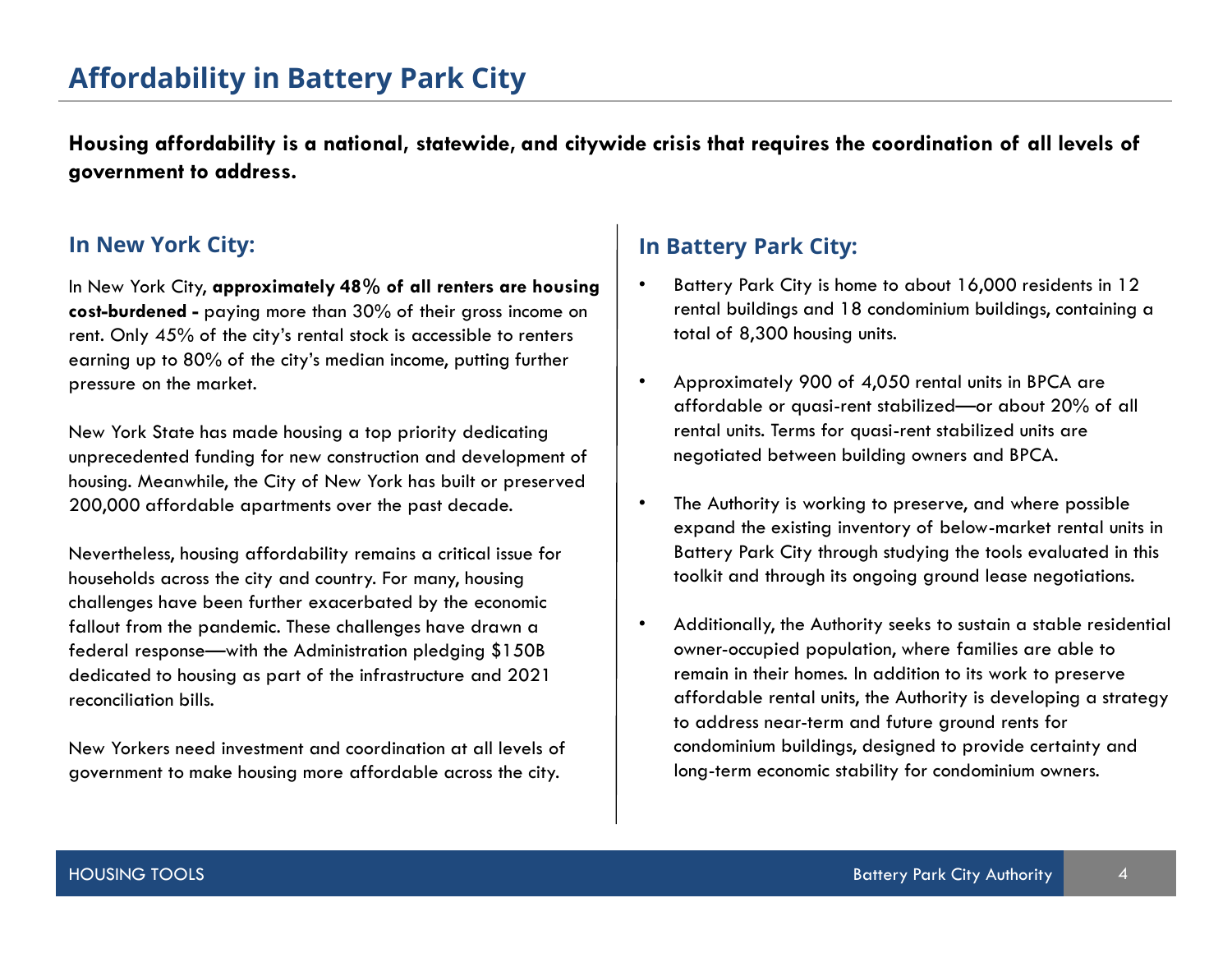# Affordability in Battery Park City

**Housing affordability is a national, statewide, and citywide crisis that requires the coordination of all levels of government to address.**

## In New York City:

In New York City, **approximately 48% of all renters are housing cost-burdened -** paying more than 30% of their gross income on rent. Only 45% of the city's rental stock is accessible to renters earning up to 80% of the city's median income, putting further pressure on the market.

New York State has made housing a top priority dedicating unprecedented funding for new construction and development of housing. Meanwhile, the City of New York has built or preserved 200,000 affordable apartments over the past decade.

Nevertheless, housing affordability remains a critical issue for households across the city and country. For many, housing challenges have been further exacerbated by the economic fallout from the pandemic. These challenges have drawn a federal response—with the Administration pledging $150B dedicated to housing as part of the infrastructure and 2021 reconciliation bills.

New Yorkers need investment and coordination at all levels of government to make housing more affordable across the city.

## In Battery Park City:

- Battery Park City is home to about 16,000 residents in 12 rental buildings and 18 condominium buildings, containing a total of 8,300 housing units.
- Approximately 900 of 4,050 rental units in BPCA are affordable or quasi-rent stabilized—or about 20% of all rental units. Terms for quasi-rent stabilized units are negotiated between building owners and BPCA.
- The Authority is working to preserve, and where possible expand the existing inventory of below-market rental units in Battery Park City through studying the tools evaluated in this toolkit and through its ongoing ground lease negotiations.
- Additionally, the Authority seeks to sustain a stable residential owner-occupied population, where families are able to remain in their homes. In addition to its work to preserve affordable rental units, the Authority is developing a strategy to address near-term and future ground rents for condominium buildings, designed to provide certainty and long-term economic stability for condominium owners.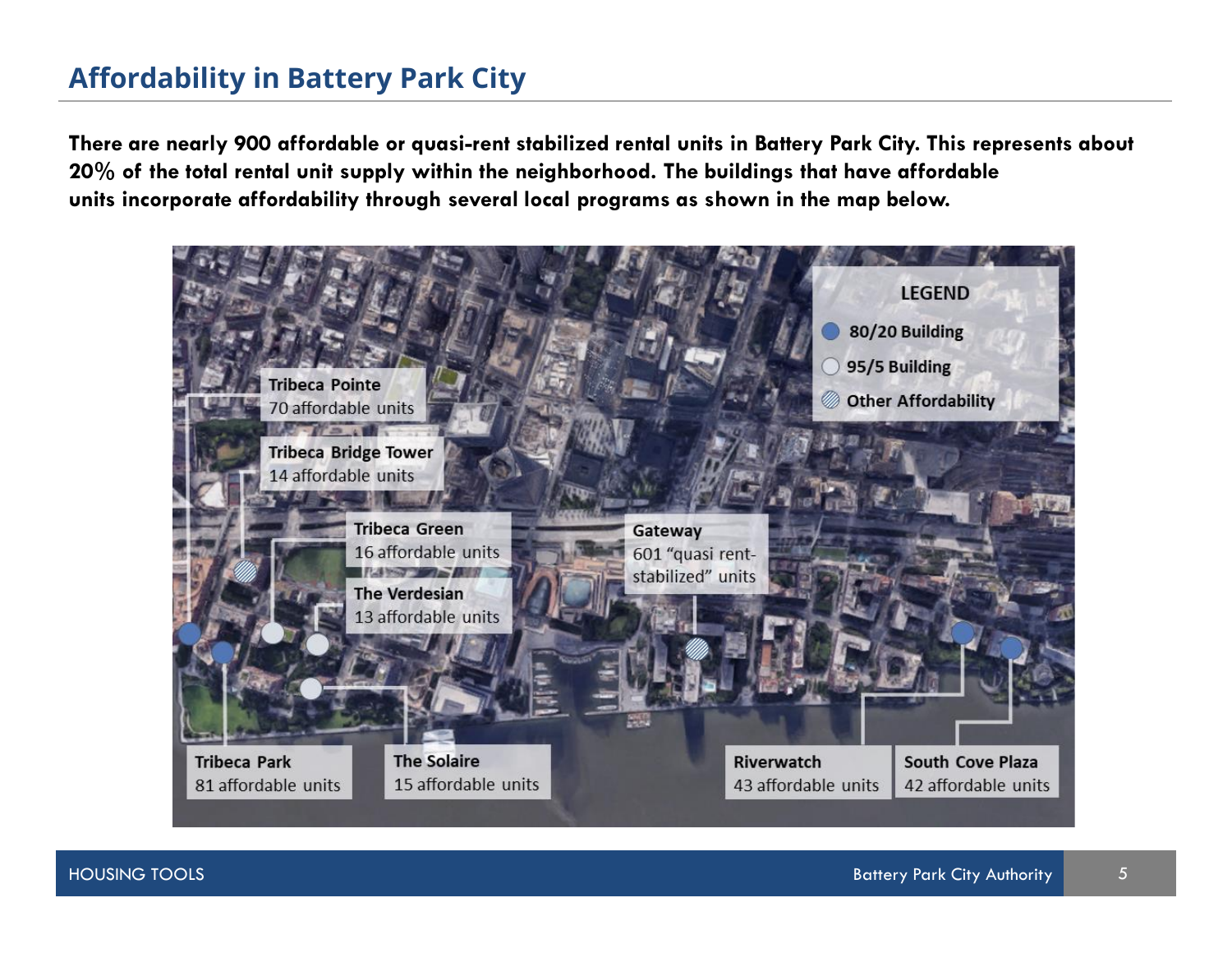## Affordability in Battery Park City

**There are nearly 900 affordable or quasi-rent stabilized rental units in Battery Park City. This represents about 20% of the total rental unit supply within the neighborhood. The buildings that have affordable units incorporate affordability through several local programs as shown in the map below.**

LEGEND
- 80/20 Building
- 95/5 Building
- Other Affordability

**Tribeca Pointe**
70 affordable units

**Tribeca Bridge Tower**
14 affordable units

**Tribeca Green**
16 affordable units

**The Verdesian**
13 affordable units

**Gateway**
601 "quasi rent-stabilized" units

**Tribeca Park**
81 affordable units

**The Solaire**
15 affordable units

**Riverwatch**
43 affordable units

**South Cove Plaza**
42 affordable units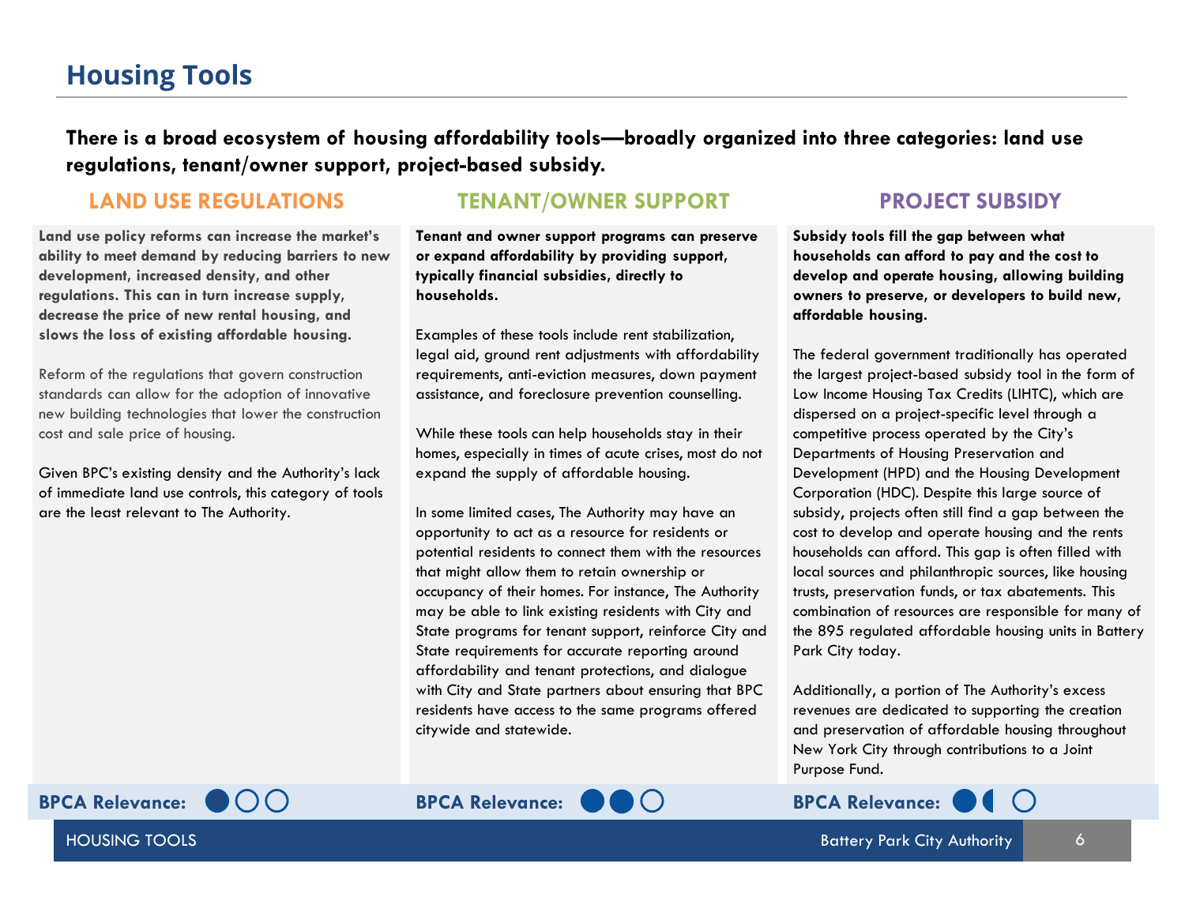# Housing Tools

**There is a broad ecosystem of housing affordability tools—broadly organized into three categories: land use regulations, tenant/owner support, project-based subsidy.**

## LAND USE REGULATIONS

**Land use policy reforms can increase the market's ability to meet demand by reducing barriers to new development, increased density, and other regulations. This can in turn increase supply, decrease the price of new rental housing, and slows the loss of existing affordable housing.**

Reform of the regulations that govern construction standards can allow for the adoption of innovative new building technologies that lower the construction cost and sale price of housing.

Given BPC's existing density and the Authority's lack of immediate land use controls, this category of tools are the least relevant to The Authority.

**BPCA Relevance:** ●○○

## TENANT/OWNER SUPPORT

**Tenant and owner support programs can preserve or expand affordability by providing support, typically financial subsidies, directly to households.**

Examples of these tools include rent stabilization, legal aid, ground rent adjustments with affordability requirements, anti-eviction measures, down payment assistance, and foreclosure prevention counselling.

While these tools can help households stay in their homes, especially in times of acute crises, most do not expand the supply of affordable housing.

In some limited cases, The Authority may have an opportunity to act as a resource for residents or potential residents to connect them with the resources that might allow them to retain ownership or occupancy of their homes. For instance, The Authority may be able to link existing residents with City and State programs for tenant support, reinforce City and State requirements for accurate reporting around affordability and tenant protections, and dialogue with City and State partners about ensuring that BPC residents have access to the same programs offered citywide and statewide.

**BPCA Relevance:** ●●○

## PROJECT SUBSIDY

**Subsidy tools fill the gap between what households can afford to pay and the cost to develop and operate housing, allowing building owners to preserve, or developers to build new, affordable housing.**

The federal government traditionally has operated the largest project-based subsidy tool in the form of Low Income Housing Tax Credits (LIHTC), which are dispersed on a project-specific level through a competitive process operated by the City's Departments of Housing Preservation and Development (HPD) and the Housing Development Corporation (HDC). Despite this large source of subsidy, projects often still find a gap between the cost to develop and operate housing and the rents households can afford. This gap is often filled with local sources and philanthropic sources, like housing trusts, preservation funds, or tax abatements. This combination of resources are responsible for many of the 895 regulated affordable housing units in Battery Park City today.

Additionally, a portion of The Authority's excess revenues are dedicated to supporting the creation and preservation of affordable housing throughout New York City through contributions to a Joint Purpose Fund.

**BPCA Relevance:** ●◐○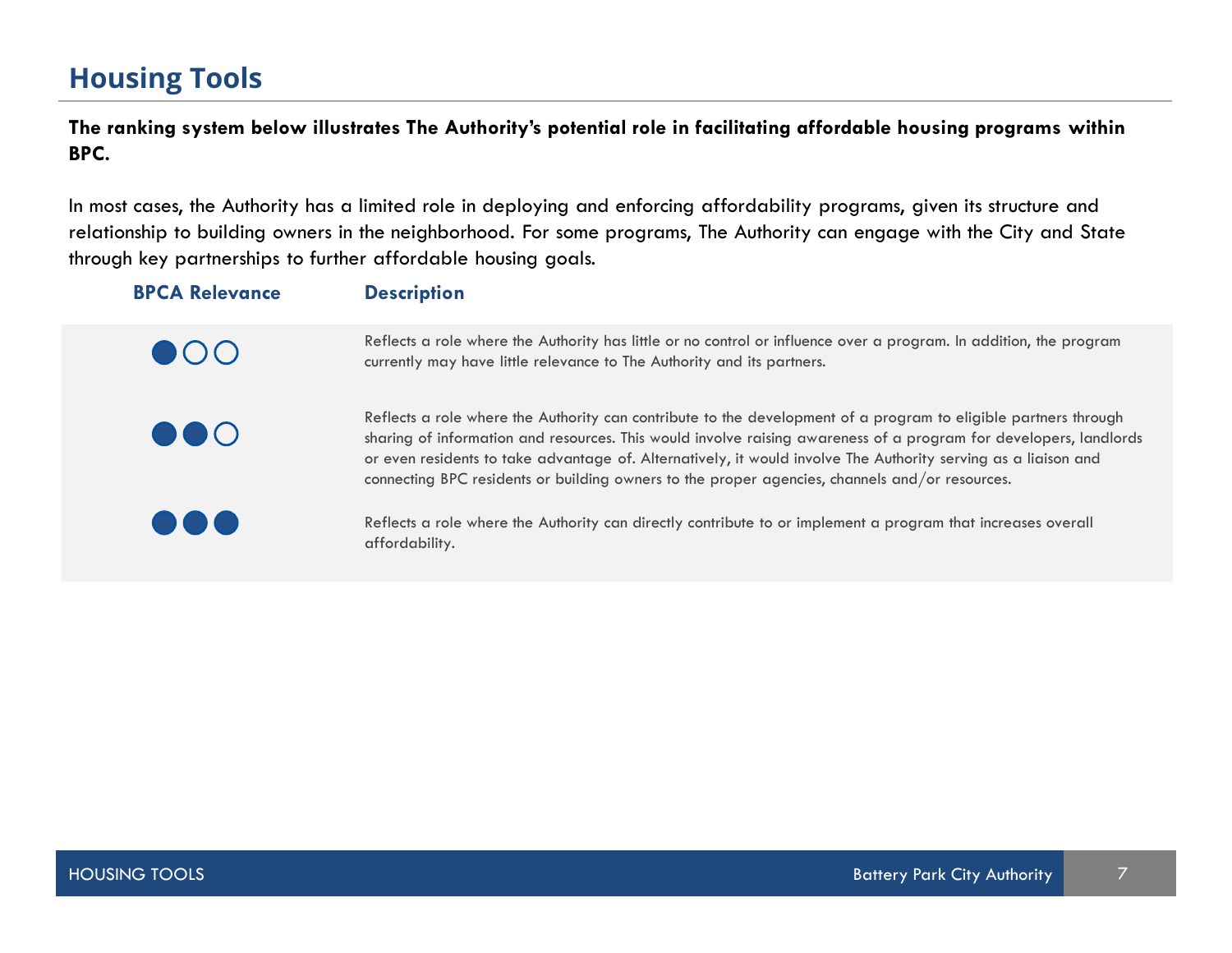# Housing Tools

**The ranking system below illustrates The Authority's potential role in facilitating affordable housing programs within BPC.**

In most cases, the Authority has a limited role in deploying and enforcing affordability programs, given its structure and relationship to building owners in the neighborhood. For some programs, The Authority can engage with the City and State through key partnerships to further affordable housing goals.

| BPCA Relevance | Description |
| --- | --- |
| ●○○ | Reflects a role where the Authority has little or no control or influence over a program. In addition, the program currently may have little relevance to The Authority and its partners. |
| ●●○ | Reflects a role where the Authority can contribute to the development of a program to eligible partners through sharing of information and resources. This would involve raising awareness of a program for developers, landlords or even residents to take advantage of. Alternatively, it would involve The Authority serving as a liaison and connecting BPC residents or building owners to the proper agencies, channels and/or resources. |
| ●●● | Reflects a role where the Authority can directly contribute to or implement a program that increases overall affordability. |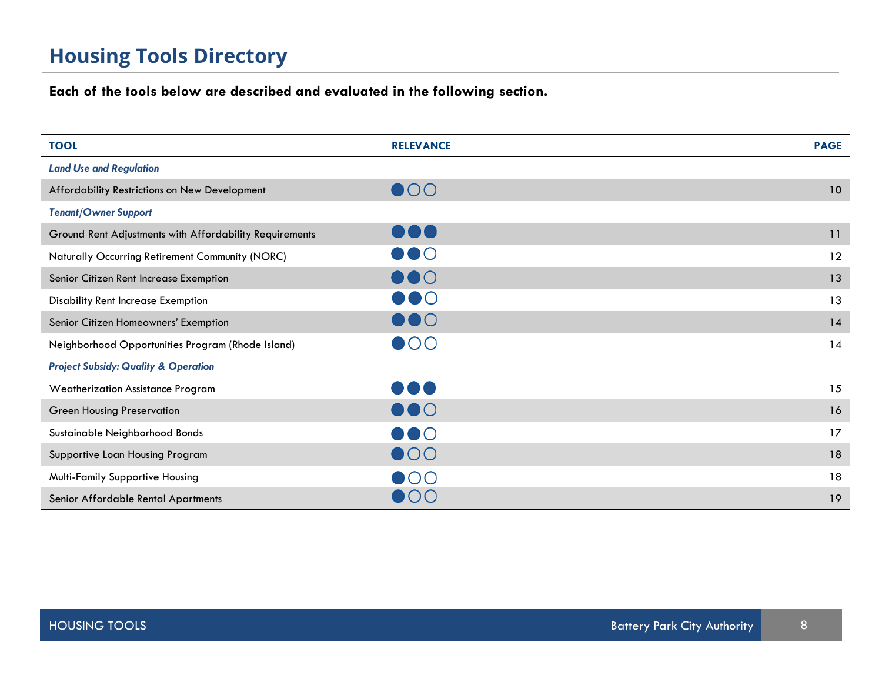# Housing Tools Directory

**Each of the tools below are described and evaluated in the following section.**

| TOOL | RELEVANCE | PAGE |
|---|---|---|
| ***Land Use and Regulation*** | | |
| Affordability Restrictions on New Development | ●○○ | 10 |
| ***Tenant/Owner Support*** | | |
| Ground Rent Adjustments with Affordability Requirements | ●●● | 11 |
| Naturally Occurring Retirement Community (NORC) | ●●○ | 12 |
| Senior Citizen Rent Increase Exemption | ●●○ | 13 |
| Disability Rent Increase Exemption | ●●○ | 13 |
| Senior Citizen Homeowners' Exemption | ●●○ | 14 |
| Neighborhood Opportunities Program (Rhode Island) | ●○○ | 14 |
| ***Project Subsidy: Quality & Operation*** | | |
| Weatherization Assistance Program | ●●● | 15 |
| Green Housing Preservation | ●●○ | 16 |
| Sustainable Neighborhood Bonds | ●●○ | 17 |
| Supportive Loan Housing Program | ●○○ | 18 |
| Multi-Family Supportive Housing | ●○○ | 18 |
| Senior Affordable Rental Apartments | ●○○ | 19 |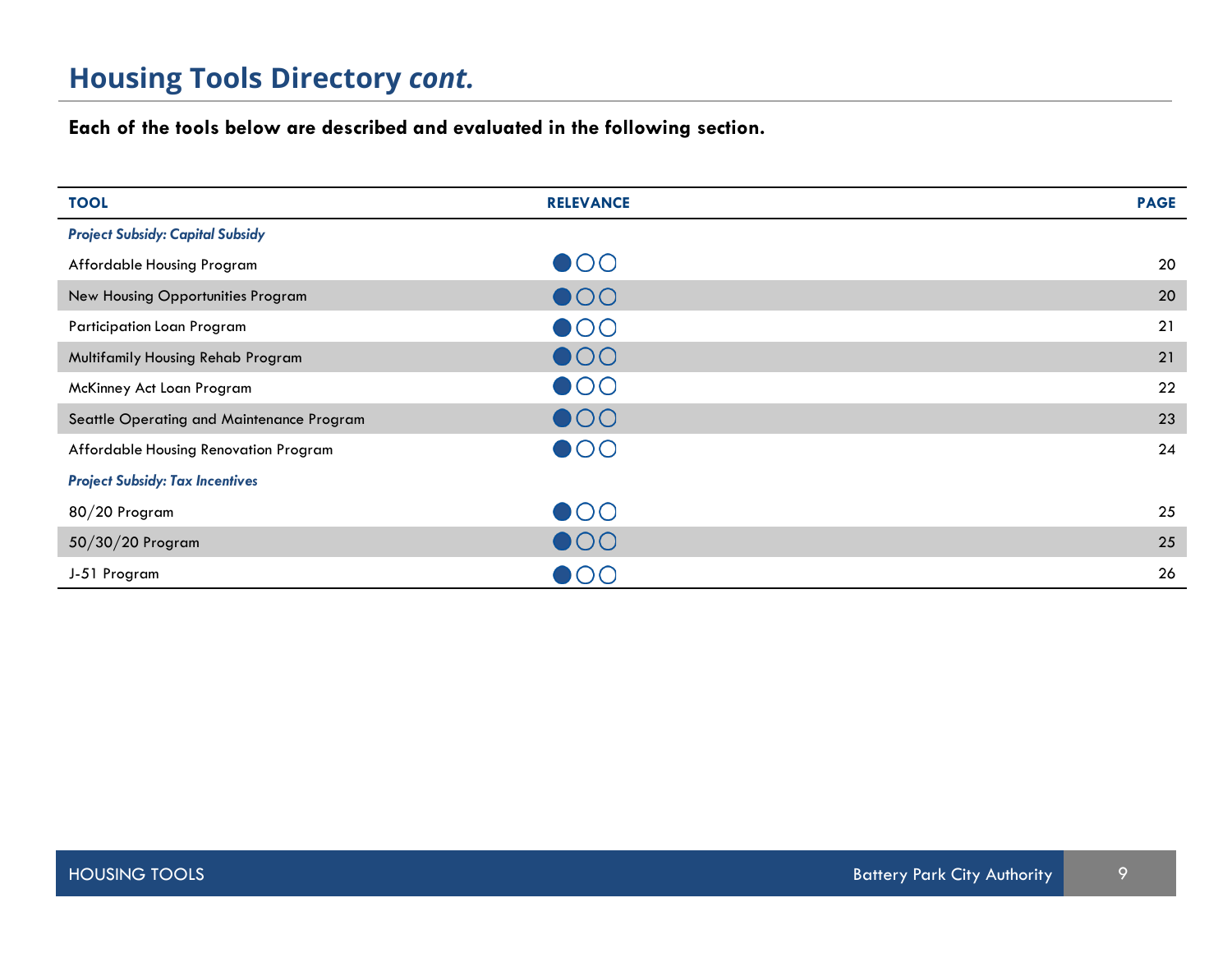# Housing Tools Directory *cont.*

**Each of the tools below are described and evaluated in the following section.**

| TOOL | RELEVANCE | PAGE |
|---|---|---|
| ***Project Subsidy: Capital Subsidy*** | | |
| Affordable Housing Program | ●○○ | 20 |
| New Housing Opportunities Program | ●○○ | 20 |
| Participation Loan Program | ●○○ | 21 |
| Multifamily Housing Rehab Program | ●○○ | 21 |
| McKinney Act Loan Program | ●○○ | 22 |
| Seattle Operating and Maintenance Program | ●○○ | 23 |
| Affordable Housing Renovation Program | ●○○ | 24 |
| ***Project Subsidy: Tax Incentives*** | | |
| 80/20 Program | ●○○ | 25 |
| 50/30/20 Program | ●○○ | 25 |
| J-51 Program | ●○○ | 26 |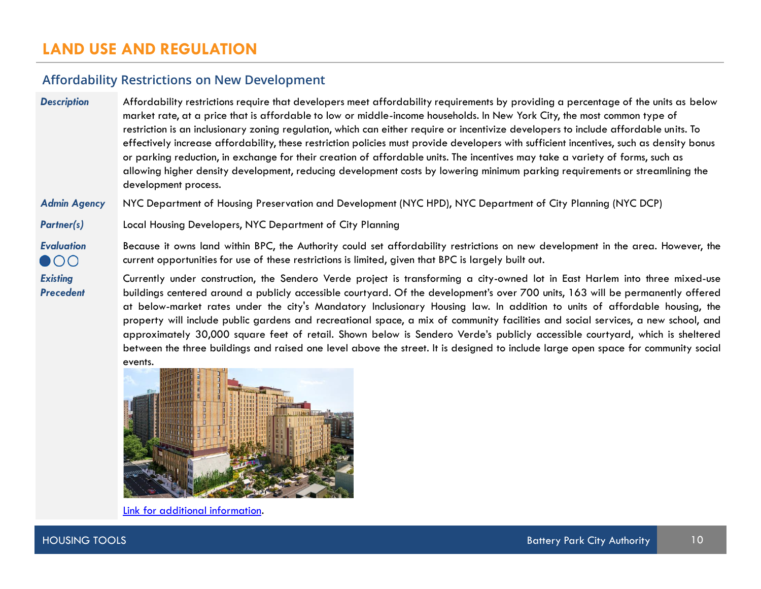## LAND USE AND REGULATION

### Affordability Restrictions on New Development

***Description***

Affordability restrictions require that developers meet affordability requirements by providing a percentage of the units as below market rate, at a price that is affordable to low or middle-income households. In New York City, the most common type of restriction is an inclusionary zoning regulation, which can either require or incentivize developers to include affordable units. To effectively increase affordability, these restriction policies must provide developers with sufficient incentives, such as density bonus or parking reduction, in exchange for their creation of affordable units. The incentives may take a variety of forms, such as allowing higher density development, reducing development costs by lowering minimum parking requirements or streamlining the development process.

***Admin Agency***

NYC Department of Housing Preservation and Development (NYC HPD), NYC Department of City Planning (NYC DCP)

***Partner(s)***

Local Housing Developers, NYC Department of City Planning

***Evaluation*** ●○○

Because it owns land within BPC, the Authority could set affordability restrictions on new development in the area. However, the current opportunities for use of these restrictions is limited, given that BPC is largely built out.

***Existing Precedent***

Currently under construction, the Sendero Verde project is transforming a city-owned lot in East Harlem into three mixed-use buildings centered around a publicly accessible courtyard. Of the development's over 700 units, 163 will be permanently offered at below-market rates under the city's Mandatory Inclusionary Housing law. In addition to units of affordable housing, the property will include public gardens and recreational space, a mix of community facilities and social services, a new school, and approximately 30,000 square feet of retail. Shown below is Sendero Verde's publicly accessible courtyard, which is sheltered between the three buildings and raised one level above the street. It is designed to include large open space for community social events.

Link for additional information.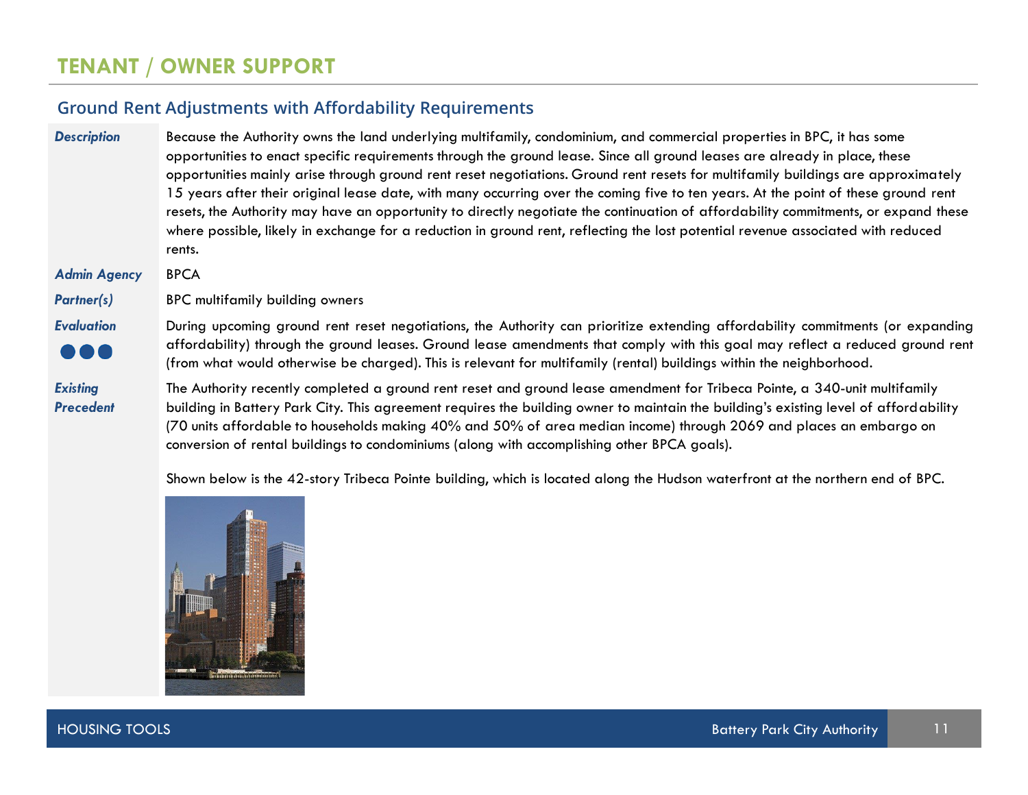# TENANT / OWNER SUPPORT

## Ground Rent Adjustments with Affordability Requirements

***Description***

Because the Authority owns the land underlying multifamily, condominium, and commercial properties in BPC, it has some opportunities to enact specific requirements through the ground lease. Since all ground leases are already in place, these opportunities mainly arise through ground rent reset negotiations. Ground rent resets for multifamily buildings are approximately 15 years after their original lease date, with many occurring over the coming five to ten years. At the point of these ground rent resets, the Authority may have an opportunity to directly negotiate the continuation of affordability commitments, or expand these where possible, likely in exchange for a reduction in ground rent, reflecting the lost potential revenue associated with reduced rents.

***Admin Agency***

BPCA

***Partner(s)***

BPC multifamily building owners

***Evaluation***

●●●

During upcoming ground rent reset negotiations, the Authority can prioritize extending affordability commitments (or expanding affordability) through the ground leases. Ground lease amendments that comply with this goal may reflect a reduced ground rent (from what would otherwise be charged). This is relevant for multifamily (rental) buildings within the neighborhood.

***Existing Precedent***

The Authority recently completed a ground rent reset and ground lease amendment for Tribeca Pointe, a 340-unit multifamily building in Battery Park City. This agreement requires the building owner to maintain the building's existing level of affordability (70 units affordable to households making 40% and 50% of area median income) through 2069 and places an embargo on conversion of rental buildings to condominiums (along with accomplishing other BPCA goals).

Shown below is the 42-story Tribeca Pointe building, which is located along the Hudson waterfront at the northern end of BPC.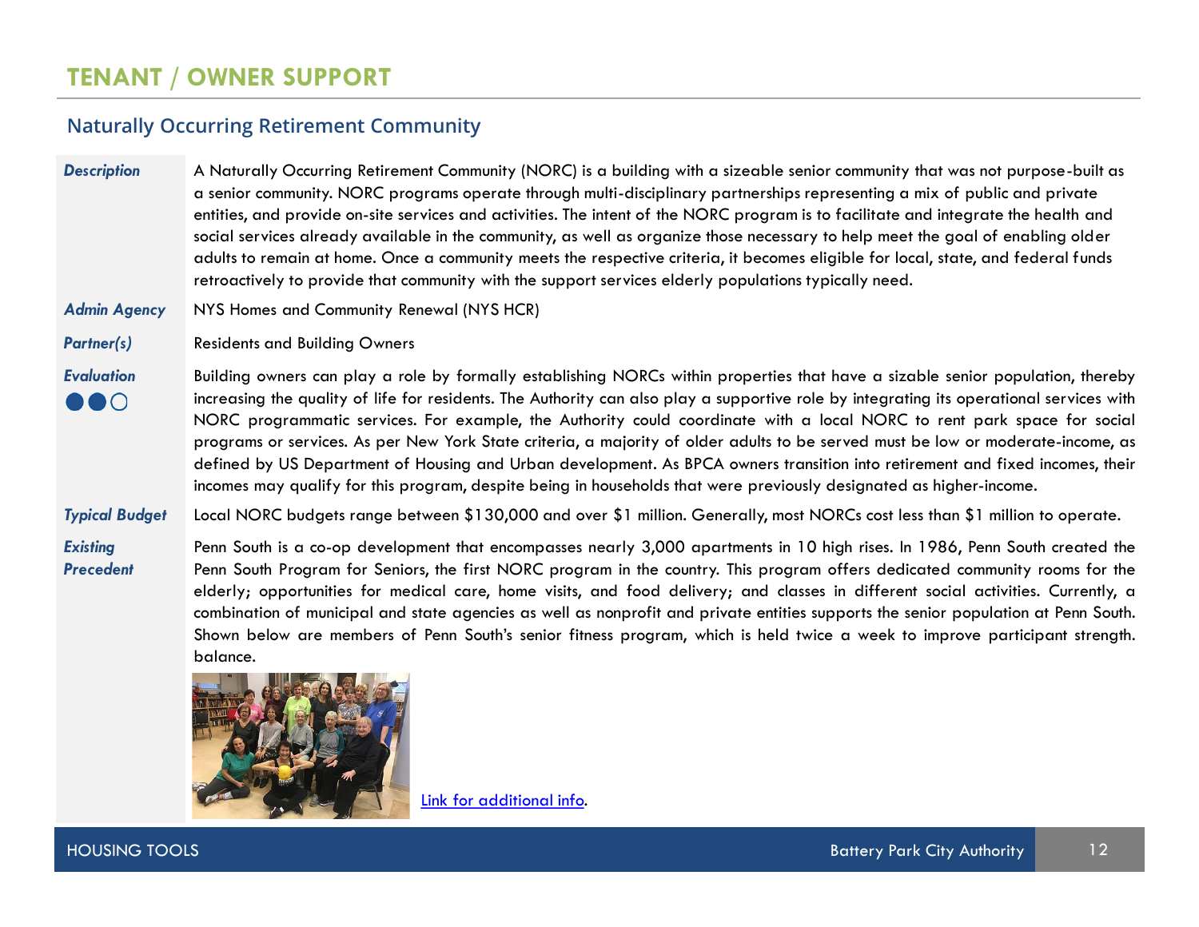# TENANT / OWNER SUPPORT

## Naturally Occurring Retirement Community

| | |
|---|---|
| ***Description*** | A Naturally Occurring Retirement Community (NORC) is a building with a sizeable senior community that was not purpose-built as a senior community. NORC programs operate through multi-disciplinary partnerships representing a mix of public and private entities, and provide on-site services and activities. The intent of the NORC program is to facilitate and integrate the health and social services already available in the community, as well as organize those necessary to help meet the goal of enabling older adults to remain at home. Once a community meets the respective criteria, it becomes eligible for local, state, and federal funds retroactively to provide that community with the support services elderly populations typically need. |
| ***Admin Agency*** | NYS Homes and Community Renewal (NYS HCR) |
| ***Partner(s)*** | Residents and Building Owners |
| ***Evaluation*** ●●○ | Building owners can play a role by formally establishing NORCs within properties that have a sizable senior population, thereby increasing the quality of life for residents. The Authority can also play a supportive role by integrating its operational services with NORC programmatic services. For example, the Authority could coordinate with a local NORC to rent park space for social programs or services. As per New York State criteria, a majority of older adults to be served must be low or moderate-income, as defined by US Department of Housing and Urban development. As BPCA owners transition into retirement and fixed incomes, their incomes may qualify for this program, despite being in households that were previously designated as higher-income. |
| ***Typical Budget*** | Local NORC budgets range between $130,000 and over $1 million. Generally, most NORCs cost less than $1 million to operate. |
| ***Existing Precedent*** | Penn South is a co-op development that encompasses nearly 3,000 apartments in 10 high rises. In 1986, Penn South created the Penn South Program for Seniors, the first NORC program in the country. This program offers dedicated community rooms for the elderly; opportunities for medical care, home visits, and food delivery; and classes in different social activities. Currently, a combination of municipal and state agencies as well as nonprofit and private entities supports the senior population at Penn South. Shown below are members of Penn South's senior fitness program, which is held twice a week to improve participant strength. balance.<br><br>Link for additional info. |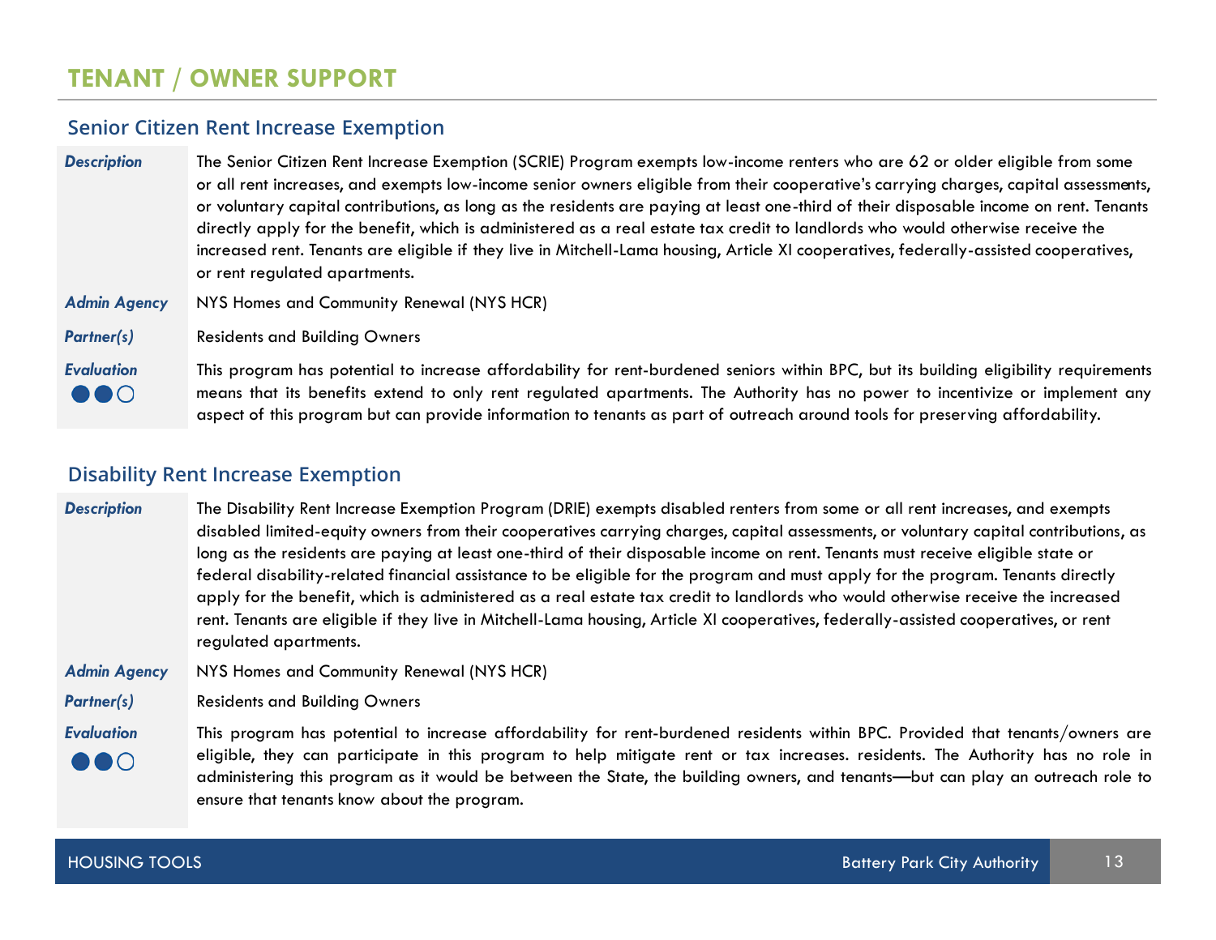# TENANT / OWNER SUPPORT

## Senior Citizen Rent Increase Exemption

***Description*** The Senior Citizen Rent Increase Exemption (SCRIE) Program exempts low-income renters who are 62 or older eligible from some or all rent increases, and exempts low-income senior owners eligible from their cooperative's carrying charges, capital assessments, or voluntary capital contributions, as long as the residents are paying at least one-third of their disposable income on rent. Tenants directly apply for the benefit, which is administered as a real estate tax credit to landlords who would otherwise receive the increased rent. Tenants are eligible if they live in Mitchell-Lama housing, Article XI cooperatives, federally-assisted cooperatives, or rent regulated apartments.

***Admin Agency*** NYS Homes and Community Renewal (NYS HCR)

***Partner(s)*** Residents and Building Owners

***Evaluation*** ●●○ This program has potential to increase affordability for rent-burdened seniors within BPC, but its building eligibility requirements means that its benefits extend to only rent regulated apartments. The Authority has no power to incentivize or implement any aspect of this program but can provide information to tenants as part of outreach around tools for preserving affordability.

## Disability Rent Increase Exemption

***Description*** The Disability Rent Increase Exemption Program (DRIE) exempts disabled renters from some or all rent increases, and exempts disabled limited-equity owners from their cooperatives carrying charges, capital assessments, or voluntary capital contributions, as long as the residents are paying at least one-third of their disposable income on rent. Tenants must receive eligible state or federal disability-related financial assistance to be eligible for the program and must apply for the program. Tenants directly apply for the benefit, which is administered as a real estate tax credit to landlords who would otherwise receive the increased rent. Tenants are eligible if they live in Mitchell-Lama housing, Article XI cooperatives, federally-assisted cooperatives, or rent regulated apartments.

***Admin Agency*** NYS Homes and Community Renewal (NYS HCR)

***Partner(s)*** Residents and Building Owners

***Evaluation*** ●●○ This program has potential to increase affordability for rent-burdened residents within BPC. Provided that tenants/owners are eligible, they can participate in this program to help mitigate rent or tax increases. residents. The Authority has no role in administering this program as it would be between the State, the building owners, and tenants—but can play an outreach role to ensure that tenants know about the program.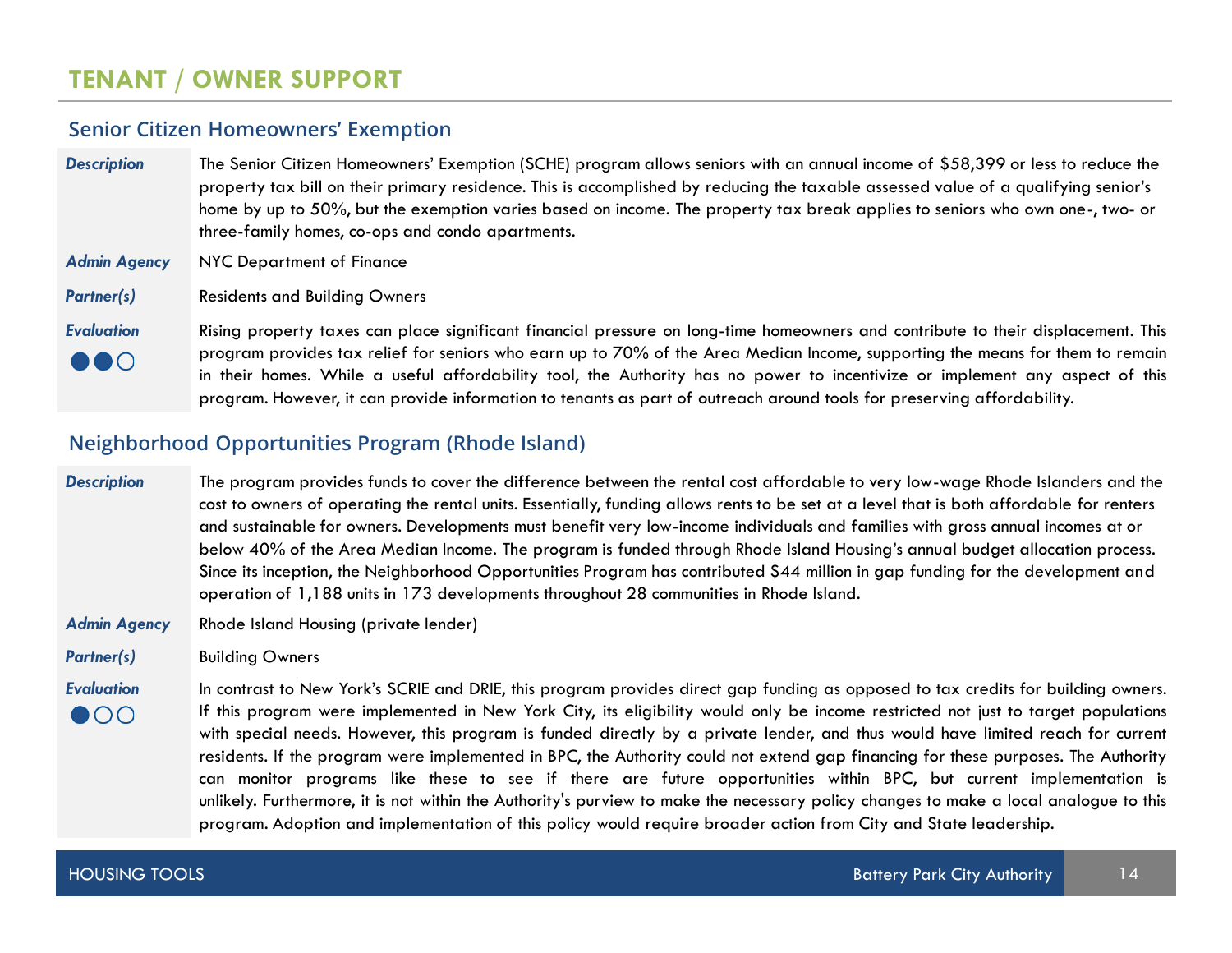# TENANT / OWNER SUPPORT

## Senior Citizen Homeowners' Exemption

| | |
|---|---|
| ***Description*** | The Senior Citizen Homeowners' Exemption (SCHE) program allows seniors with an annual income of $58,399 or less to reduce the property tax bill on their primary residence. This is accomplished by reducing the taxable assessed value of a qualifying senior's home by up to 50%, but the exemption varies based on income. The property tax break applies to seniors who own one-, two- or three-family homes, co-ops and condo apartments. |
| ***Admin Agency*** | NYC Department of Finance |
| ***Partner(s)*** | Residents and Building Owners |
| ***Evaluation*** ●●○ | Rising property taxes can place significant financial pressure on long-time homeowners and contribute to their displacement. This program provides tax relief for seniors who earn up to 70% of the Area Median Income, supporting the means for them to remain in their homes. While a useful affordability tool, the Authority has no power to incentivize or implement any aspect of this program. However, it can provide information to tenants as part of outreach around tools for preserving affordability. |

## Neighborhood Opportunities Program (Rhode Island)

| | |
|---|---|
| ***Description*** | The program provides funds to cover the difference between the rental cost affordable to very low-wage Rhode Islanders and the cost to owners of operating the rental units. Essentially, funding allows rents to be set at a level that is both affordable for renters and sustainable for owners. Developments must benefit very low-income individuals and families with gross annual incomes at or below 40% of the Area Median Income. The program is funded through Rhode Island Housing's annual budget allocation process. Since its inception, the Neighborhood Opportunities Program has contributed $44 million in gap funding for the development and operation of 1,188 units in 173 developments throughout 28 communities in Rhode Island. |
| ***Admin Agency*** | Rhode Island Housing (private lender) |
| ***Partner(s)*** | Building Owners |
| ***Evaluation*** ●○○ | In contrast to New York's SCRIE and DRIE, this program provides direct gap funding as opposed to tax credits for building owners. If this program were implemented in New York City, its eligibility would only be income restricted not just to target populations with special needs. However, this program is funded directly by a private lender, and thus would have limited reach for current residents. If the program were implemented in BPC, the Authority could not extend gap financing for these purposes. The Authority can monitor programs like these to see if there are future opportunities within BPC, but current implementation is unlikely. Furthermore, it is not within the Authority's purview to make the necessary policy changes to make a local analogue to this program. Adoption and implementation of this policy would require broader action from City and State leadership. |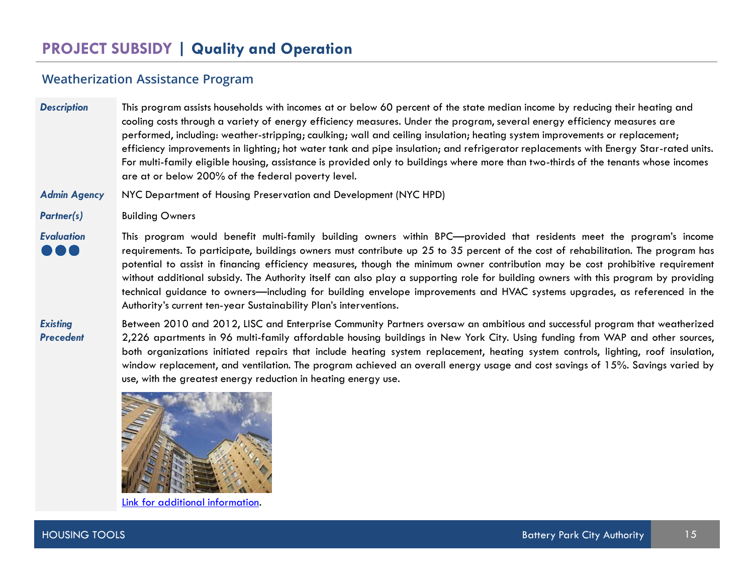# PROJECT SUBSIDY | Quality and Operation

## Weatherization Assistance Program

***Description***

This program assists households with incomes at or below 60 percent of the state median income by reducing their heating and cooling costs through a variety of energy efficiency measures. Under the program, several energy efficiency measures are performed, including: weather-stripping; caulking; wall and ceiling insulation; heating system improvements or replacement; efficiency improvements in lighting; hot water tank and pipe insulation; and refrigerator replacements with Energy Star-rated units. For multi-family eligible housing, assistance is provided only to buildings where more than two-thirds of the tenants whose incomes are at or below 200% of the federal poverty level.

***Admin Agency***

NYC Department of Housing Preservation and Development (NYC HPD)

***Partner(s)***

Building Owners

***Evaluation*** ●●●

This program would benefit multi-family building owners within BPC—provided that residents meet the program's income requirements. To participate, buildings owners must contribute up 25 to 35 percent of the cost of rehabilitation. The program has potential to assist in financing efficiency measures, though the minimum owner contribution may be cost prohibitive requirement without additional subsidy. The Authority itself can also play a supporting role for building owners with this program by providing technical guidance to owners—including for building envelope improvements and HVAC systems upgrades, as referenced in the Authority's current ten-year Sustainability Plan's interventions.

***Existing Precedent***

Between 2010 and 2012, LISC and Enterprise Community Partners oversaw an ambitious and successful program that weatherized 2,226 apartments in 96 multi-family affordable housing buildings in New York City. Using funding from WAP and other sources, both organizations initiated repairs that include heating system replacement, heating system controls, lighting, roof insulation, window replacement, and ventilation. The program achieved an overall energy usage and cost savings of 15%. Savings varied by use, with the greatest energy reduction in heating energy use.

Link for additional information.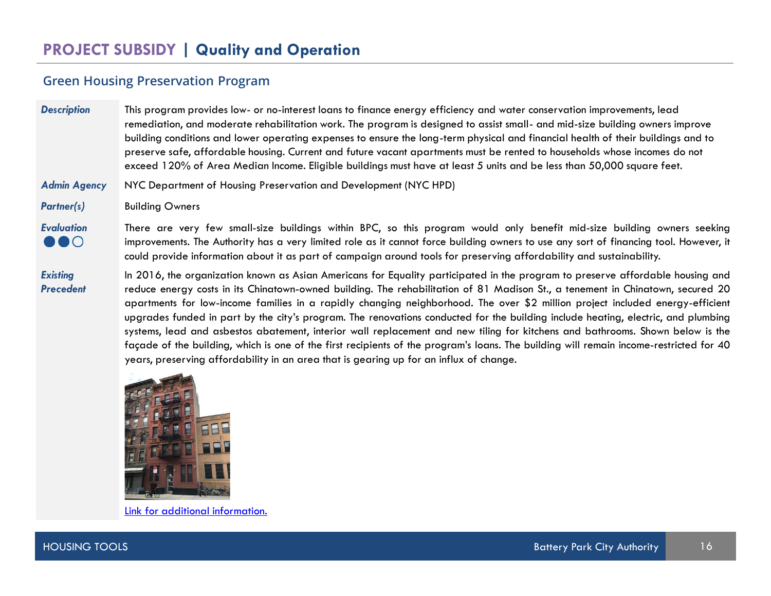# PROJECT SUBSIDY | Quality and Operation

## Green Housing Preservation Program

***Description*** This program provides low- or no-interest loans to finance energy efficiency and water conservation improvements, lead remediation, and moderate rehabilitation work. The program is designed to assist small- and mid-size building owners improve building conditions and lower operating expenses to ensure the long-term physical and financial health of their buildings and to preserve safe, affordable housing. Current and future vacant apartments must be rented to households whose incomes do not exceed 120% of Area Median Income. Eligible buildings must have at least 5 units and be less than 50,000 square feet.

***Admin Agency*** NYC Department of Housing Preservation and Development (NYC HPD)

***Partner(s)*** Building Owners

***Evaluation*** ●●○ There are very few small-size buildings within BPC, so this program would only benefit mid-size building owners seeking improvements. The Authority has a very limited role as it cannot force building owners to use any sort of financing tool. However, it could provide information about it as part of campaign around tools for preserving affordability and sustainability.

***Existing Precedent*** In 2016, the organization known as Asian Americans for Equality participated in the program to preserve affordable housing and reduce energy costs in its Chinatown-owned building. The rehabilitation of 81 Madison St., a tenement in Chinatown, secured 20 apartments for low-income families in a rapidly changing neighborhood. The over $2 million project included energy-efficient upgrades funded in part by the city's program. The renovations conducted for the building include heating, electric, and plumbing systems, lead and asbestos abatement, interior wall replacement and new tiling for kitchens and bathrooms. Shown below is the façade of the building, which is one of the first recipients of the program's loans. The building will remain income-restricted for 40 years, preserving affordability in an area that is gearing up for an influx of change.

[Link for additional information.]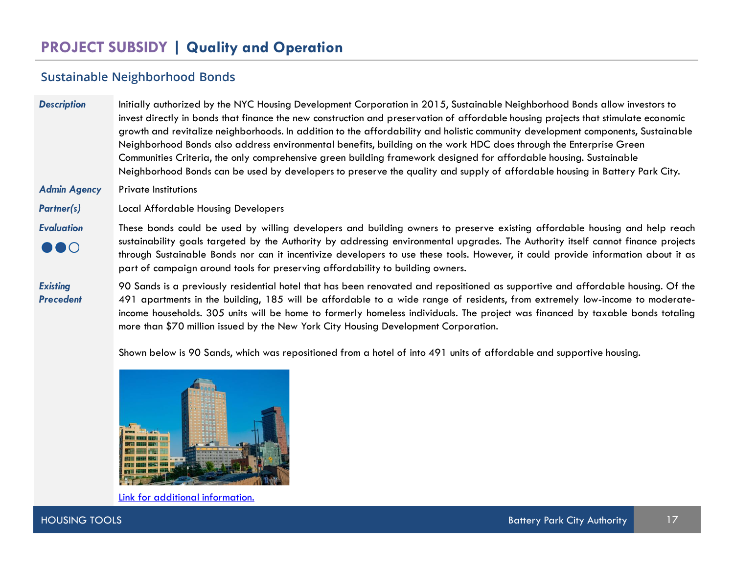# PROJECT SUBSIDY | Quality and Operation

## Sustainable Neighborhood Bonds

***Description***

Initially authorized by the NYC Housing Development Corporation in 2015, Sustainable Neighborhood Bonds allow investors to invest directly in bonds that finance the new construction and preservation of affordable housing projects that stimulate economic growth and revitalize neighborhoods. In addition to the affordability and holistic community development components, Sustainable Neighborhood Bonds also address environmental benefits, building on the work HDC does through the Enterprise Green Communities Criteria, the only comprehensive green building framework designed for affordable housing. Sustainable Neighborhood Bonds can be used by developers to preserve the quality and supply of affordable housing in Battery Park City.

***Admin Agency***

Private Institutions

***Partner(s)***

Local Affordable Housing Developers

***Evaluation***

●●○

These bonds could be used by willing developers and building owners to preserve existing affordable housing and help reach sustainability goals targeted by the Authority by addressing environmental upgrades. The Authority itself cannot finance projects through Sustainable Bonds nor can it incentivize developers to use these tools. However, it could provide information about it as part of campaign around tools for preserving affordability to building owners.

***Existing Precedent***

90 Sands is a previously residential hotel that has been renovated and repositioned as supportive and affordable housing. Of the 491 apartments in the building, 185 will be affordable to a wide range of residents, from extremely low-income to moderate-income households. 305 units will be home to formerly homeless individuals. The project was financed by taxable bonds totaling more than $70 million issued by the New York City Housing Development Corporation.

Shown below is 90 Sands, which was repositioned from a hotel of into 491 units of affordable and supportive housing.

[Link for additional information.]

HOUSING TOOLS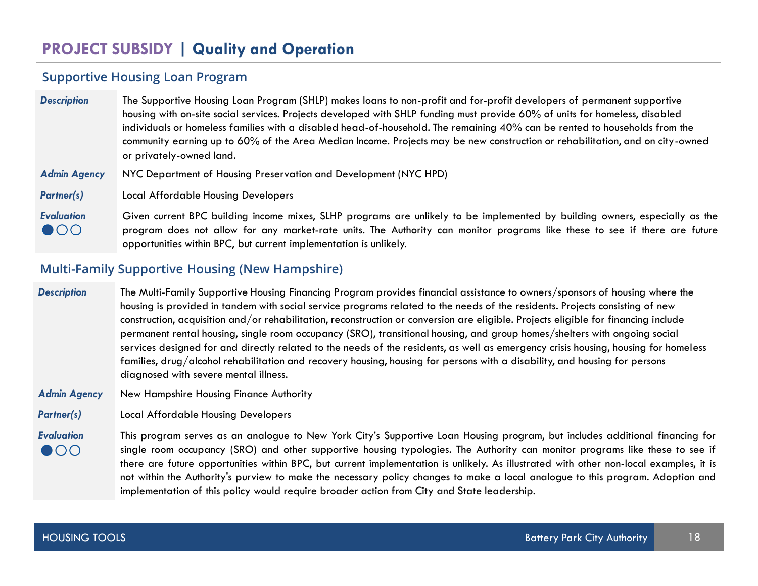# PROJECT SUBSIDY | Quality and Operation

## Supportive Housing Loan Program

***Description***

The Supportive Housing Loan Program (SHLP) makes loans to non-profit and for-profit developers of permanent supportive housing with on-site social services. Projects developed with SHLP funding must provide 60% of units for homeless, disabled individuals or homeless families with a disabled head-of-household. The remaining 40% can be rented to households from the community earning up to 60% of the Area Median Income. Projects may be new construction or rehabilitation, and on city-owned or privately-owned land.

***Admin Agency***

NYC Department of Housing Preservation and Development (NYC HPD)

***Partner(s)***

Local Affordable Housing Developers

***Evaluation*** ●○○

Given current BPC building income mixes, SLHP programs are unlikely to be implemented by building owners, especially as the program does not allow for any market-rate units. The Authority can monitor programs like these to see if there are future opportunities within BPC, but current implementation is unlikely.

## Multi-Family Supportive Housing (New Hampshire)

***Description***

The Multi-Family Supportive Housing Financing Program provides financial assistance to owners/sponsors of housing where the housing is provided in tandem with social service programs related to the needs of the residents. Projects consisting of new construction, acquisition and/or rehabilitation, reconstruction or conversion are eligible. Projects eligible for financing include permanent rental housing, single room occupancy (SRO), transitional housing, and group homes/shelters with ongoing social services designed for and directly related to the needs of the residents, as well as emergency crisis housing, housing for homeless families, drug/alcohol rehabilitation and recovery housing, housing for persons with a disability, and housing for persons diagnosed with severe mental illness.

***Admin Agency***

New Hampshire Housing Finance Authority

***Partner(s)***

Local Affordable Housing Developers

***Evaluation*** ●○○

This program serves as an analogue to New York City's Supportive Loan Housing program, but includes additional financing for single room occupancy (SRO) and other supportive housing typologies. The Authority can monitor programs like these to see if there are future opportunities within BPC, but current implementation is unlikely. As illustrated with other non-local examples, it is not within the Authority's purview to make the necessary policy changes to make a local analogue to this program. Adoption and implementation of this policy would require broader action from City and State leadership.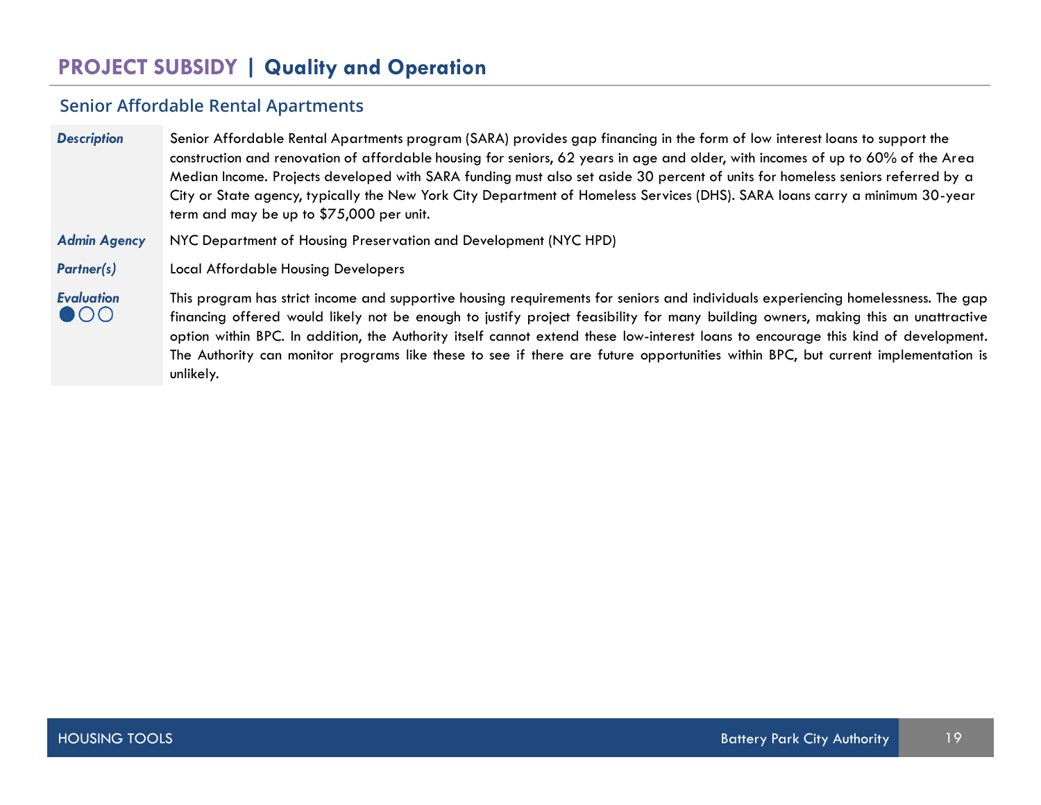# PROJECT SUBSIDY | Quality and Operation

## Senior Affordable Rental Apartments

***Description*** Senior Affordable Rental Apartments program (SARA) provides gap financing in the form of low interest loans to support the construction and renovation of affordable housing for seniors, 62 years in age and older, with incomes of up to 60% of the Area Median Income. Projects developed with SARA funding must also set aside 30 percent of units for homeless seniors referred by a City or State agency, typically the New York City Department of Homeless Services (DHS). SARA loans carry a minimum 30-year term and may be up to $75,000 per unit.

***Admin Agency*** NYC Department of Housing Preservation and Development (NYC HPD)

***Partner(s)*** Local Affordable Housing Developers

***Evaluation*** ●○○

This program has strict income and supportive housing requirements for seniors and individuals experiencing homelessness. The gap financing offered would likely not be enough to justify project feasibility for many building owners, making this an unattractive option within BPC. In addition, the Authority itself cannot extend these low-interest loans to encourage this kind of development. The Authority can monitor programs like these to see if there are future opportunities within BPC, but current implementation is unlikely.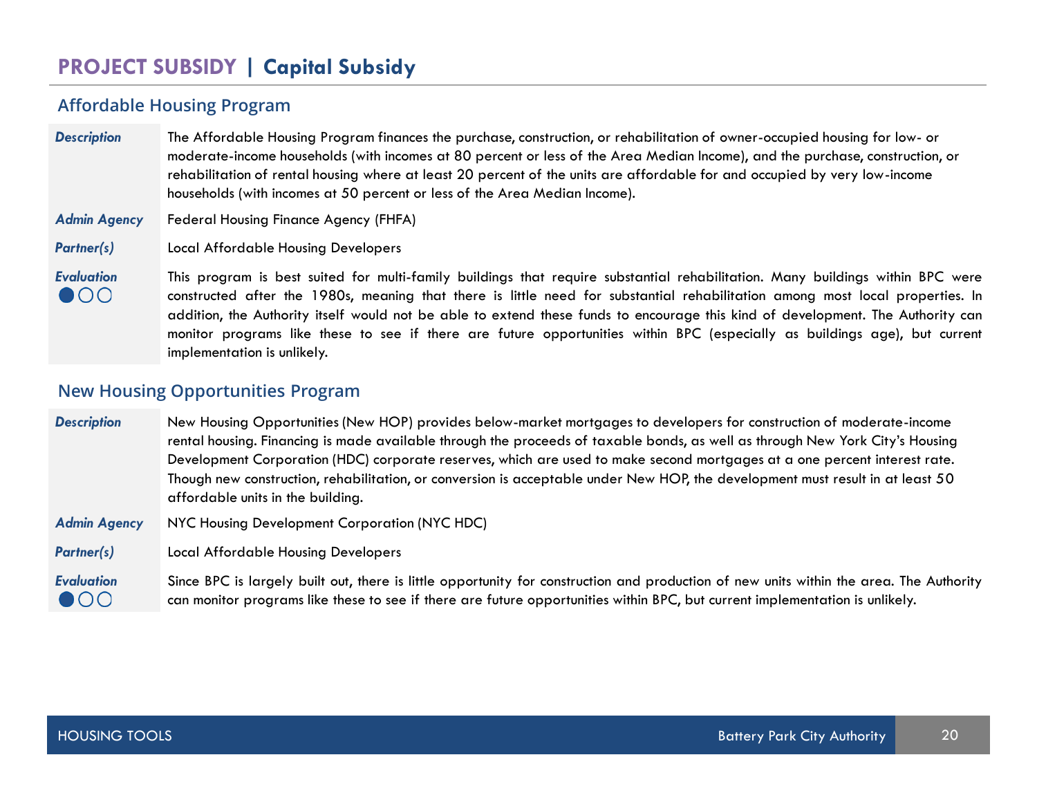# PROJECT SUBSIDY | Capital Subsidy

## Affordable Housing Program

| | |
|---|---|
| ***Description*** | The Affordable Housing Program finances the purchase, construction, or rehabilitation of owner-occupied housing for low- or moderate-income households (with incomes at 80 percent or less of the Area Median Income), and the purchase, construction, or rehabilitation of rental housing where at least 20 percent of the units are affordable for and occupied by very low-income households (with incomes at 50 percent or less of the Area Median Income). |
| ***Admin Agency*** | Federal Housing Finance Agency (FHFA) |
| ***Partner(s)*** | Local Affordable Housing Developers |
| ***Evaluation*** ●○○ | This program is best suited for multi-family buildings that require substantial rehabilitation. Many buildings within BPC were constructed after the 1980s, meaning that there is little need for substantial rehabilitation among most local properties. In addition, the Authority itself would not be able to extend these funds to encourage this kind of development. The Authority can monitor programs like these to see if there are future opportunities within BPC (especially as buildings age), but current implementation is unlikely. |

## New Housing Opportunities Program

| | |
|---|---|
| ***Description*** | New Housing Opportunities (New HOP) provides below-market mortgages to developers for construction of moderate-income rental housing. Financing is made available through the proceeds of taxable bonds, as well as through New York City's Housing Development Corporation (HDC) corporate reserves, which are used to make second mortgages at a one percent interest rate. Though new construction, rehabilitation, or conversion is acceptable under New HOP, the development must result in at least 50 affordable units in the building. |
| ***Admin Agency*** | NYC Housing Development Corporation (NYC HDC) |
| ***Partner(s)*** | Local Affordable Housing Developers |
| ***Evaluation*** ●○○ | Since BPC is largely built out, there is little opportunity for construction and production of new units within the area. The Authority can monitor programs like these to see if there are future opportunities within BPC, but current implementation is unlikely. |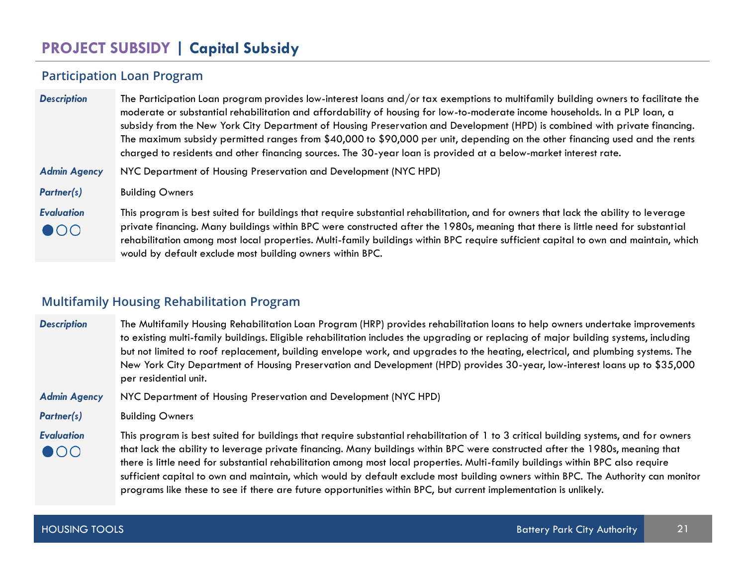# PROJECT SUBSIDY | Capital Subsidy

## Participation Loan Program

| | |
|---|---|
| ***Description*** | The Participation Loan program provides low-interest loans and/or tax exemptions to multifamily building owners to facilitate the moderate or substantial rehabilitation and affordability of housing for low-to-moderate income households. In a PLP loan, a subsidy from the New York City Department of Housing Preservation and Development (HPD) is combined with private financing. The maximum subsidy permitted ranges from $40,000 to $90,000 per unit, depending on the other financing used and the rents charged to residents and other financing sources. The 30-year loan is provided at a below-market interest rate. |
| ***Admin Agency*** | NYC Department of Housing Preservation and Development (NYC HPD) |
| ***Partner(s)*** | Building Owners |
| ***Evaluation*** ●○○ | This program is best suited for buildings that require substantial rehabilitation, and for owners that lack the ability to leverage private financing. Many buildings within BPC were constructed after the 1980s, meaning that there is little need for substantial rehabilitation among most local properties. Multi-family buildings within BPC require sufficient capital to own and maintain, which would by default exclude most building owners within BPC. |

## Multifamily Housing Rehabilitation Program

| | |
|---|---|
| ***Description*** | The Multifamily Housing Rehabilitation Loan Program (HRP) provides rehabilitation loans to help owners undertake improvements to existing multi-family buildings. Eligible rehabilitation includes the upgrading or replacing of major building systems, including but not limited to roof replacement, building envelope work, and upgrades to the heating, electrical, and plumbing systems. The New York City Department of Housing Preservation and Development (HPD) provides 30-year, low-interest loans up to $35,000 per residential unit. |
| ***Admin Agency*** | NYC Department of Housing Preservation and Development (NYC HPD) |
| ***Partner(s)*** | Building Owners |
| ***Evaluation*** ●○○ | This program is best suited for buildings that require substantial rehabilitation of 1 to 3 critical building systems, and for owners that lack the ability to leverage private financing. Many buildings within BPC were constructed after the 1980s, meaning that there is little need for substantial rehabilitation among most local properties. Multi-family buildings within BPC also require sufficient capital to own and maintain, which would by default exclude most building owners within BPC. The Authority can monitor programs like these to see if there are future opportunities within BPC, but current implementation is unlikely. |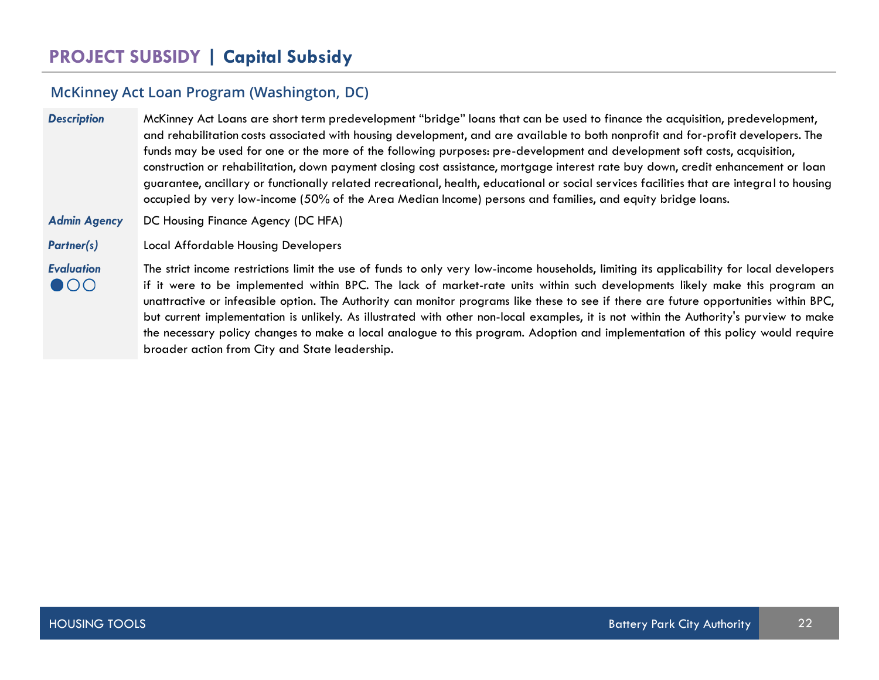# PROJECT SUBSIDY | Capital Subsidy

## McKinney Act Loan Program (Washington, DC)

| | |
|---|---|
| ***Description*** | McKinney Act Loans are short term predevelopment "bridge" loans that can be used to finance the acquisition, predevelopment, and rehabilitation costs associated with housing development, and are available to both nonprofit and for-profit developers. The funds may be used for one or the more of the following purposes: pre-development and development soft costs, acquisition, construction or rehabilitation, down payment closing cost assistance, mortgage interest rate buy down, credit enhancement or loan guarantee, ancillary or functionally related recreational, health, educational or social services facilities that are integral to housing occupied by very low-income (50% of the Area Median Income) persons and families, and equity bridge loans. |
| ***Admin Agency*** | DC Housing Finance Agency (DC HFA) |
| ***Partner(s)*** | Local Affordable Housing Developers |
| ***Evaluation*** ●○○ | The strict income restrictions limit the use of funds to only very low-income households, limiting its applicability for local developers if it were to be implemented within BPC. The lack of market-rate units within such developments likely make this program an unattractive or infeasible option. The Authority can monitor programs like these to see if there are future opportunities within BPC, but current implementation is unlikely. As illustrated with other non-local examples, it is not within the Authority's purview to make the necessary policy changes to make a local analogue to this program. Adoption and implementation of this policy would require broader action from City and State leadership. |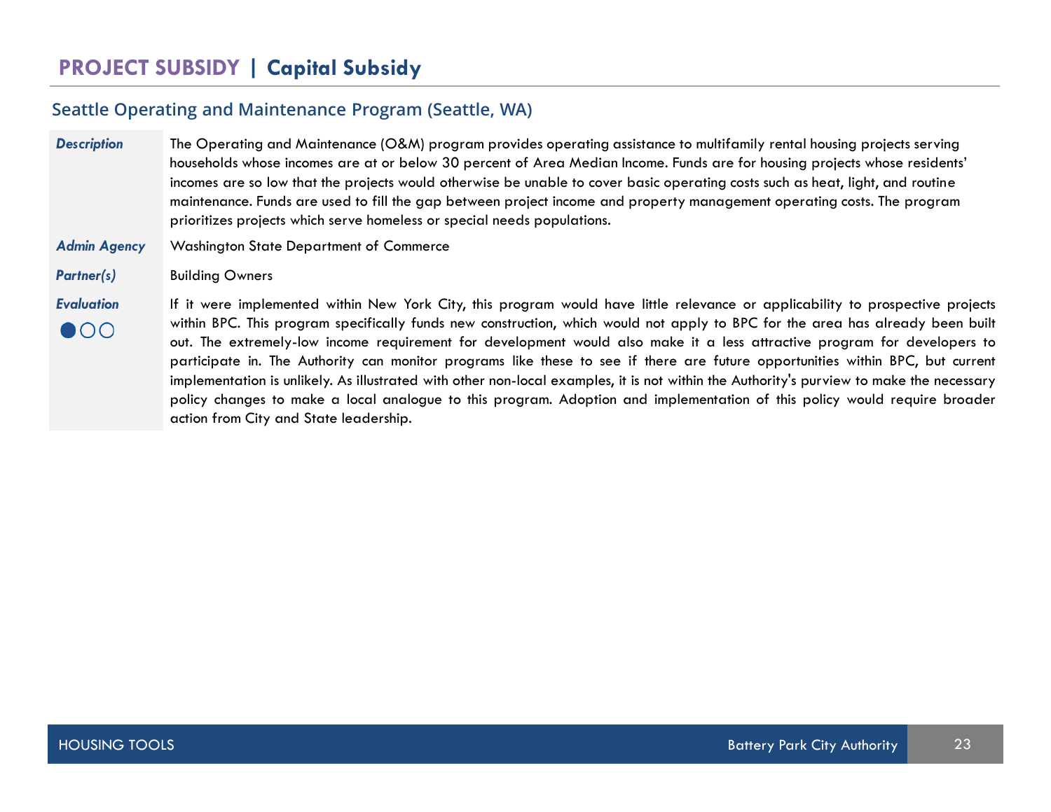# PROJECT SUBSIDY | Capital Subsidy

## Seattle Operating and Maintenance Program (Seattle, WA)

| | |
|---|---|
| ***Description*** | The Operating and Maintenance (O&M) program provides operating assistance to multifamily rental housing projects serving households whose incomes are at or below 30 percent of Area Median Income. Funds are for housing projects whose residents' incomes are so low that the projects would otherwise be unable to cover basic operating costs such as heat, light, and routine maintenance. Funds are used to fill the gap between project income and property management operating costs. The program prioritizes projects which serve homeless or special needs populations. |
| ***Admin Agency*** | Washington State Department of Commerce |
| ***Partner(s)*** | Building Owners |
| ***Evaluation*** ●○○ | If it were implemented within New York City, this program would have little relevance or applicability to prospective projects within BPC. This program specifically funds new construction, which would not apply to BPC for the area has already been built out. The extremely-low income requirement for development would also make it a less attractive program for developers to participate in. The Authority can monitor programs like these to see if there are future opportunities within BPC, but current implementation is unlikely. As illustrated with other non-local examples, it is not within the Authority's purview to make the necessary policy changes to make a local analogue to this program. Adoption and implementation of this policy would require broader action from City and State leadership. |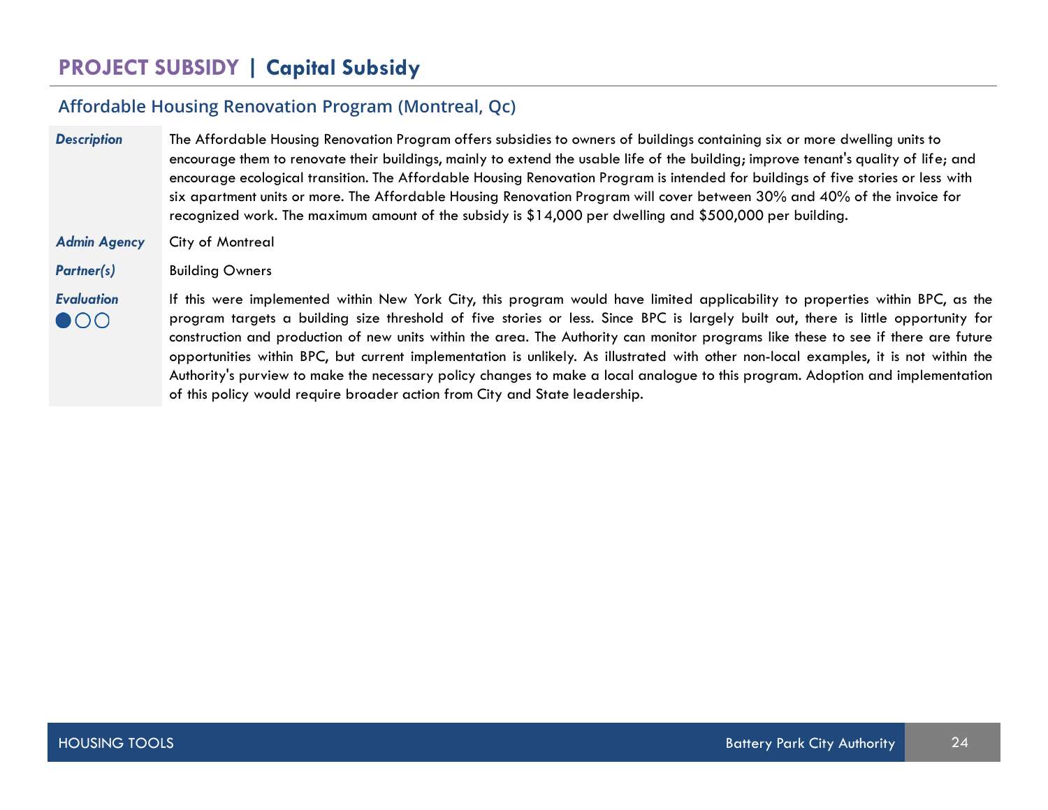# PROJECT SUBSIDY | Capital Subsidy

## Affordable Housing Renovation Program (Montreal, Qc)

| | |
|---|---|
| ***Description*** | The Affordable Housing Renovation Program offers subsidies to owners of buildings containing six or more dwelling units to encourage them to renovate their buildings, mainly to extend the usable life of the building; improve tenant's quality of life; and encourage ecological transition. The Affordable Housing Renovation Program is intended for buildings of five stories or less with six apartment units or more. The Affordable Housing Renovation Program will cover between 30% and 40% of the invoice for recognized work. The maximum amount of the subsidy is $14,000 per dwelling and $500,000 per building. |
| ***Admin Agency*** | City of Montreal |
| ***Partner(s)*** | Building Owners |
| ***Evaluation*** ●○○ | If this were implemented within New York City, this program would have limited applicability to properties within BPC, as the program targets a building size threshold of five stories or less. Since BPC is largely built out, there is little opportunity for construction and production of new units within the area. The Authority can monitor programs like these to see if there are future opportunities within BPC, but current implementation is unlikely. As illustrated with other non-local examples, it is not within the Authority's purview to make the necessary policy changes to make a local analogue to this program. Adoption and implementation of this policy would require broader action from City and State leadership. |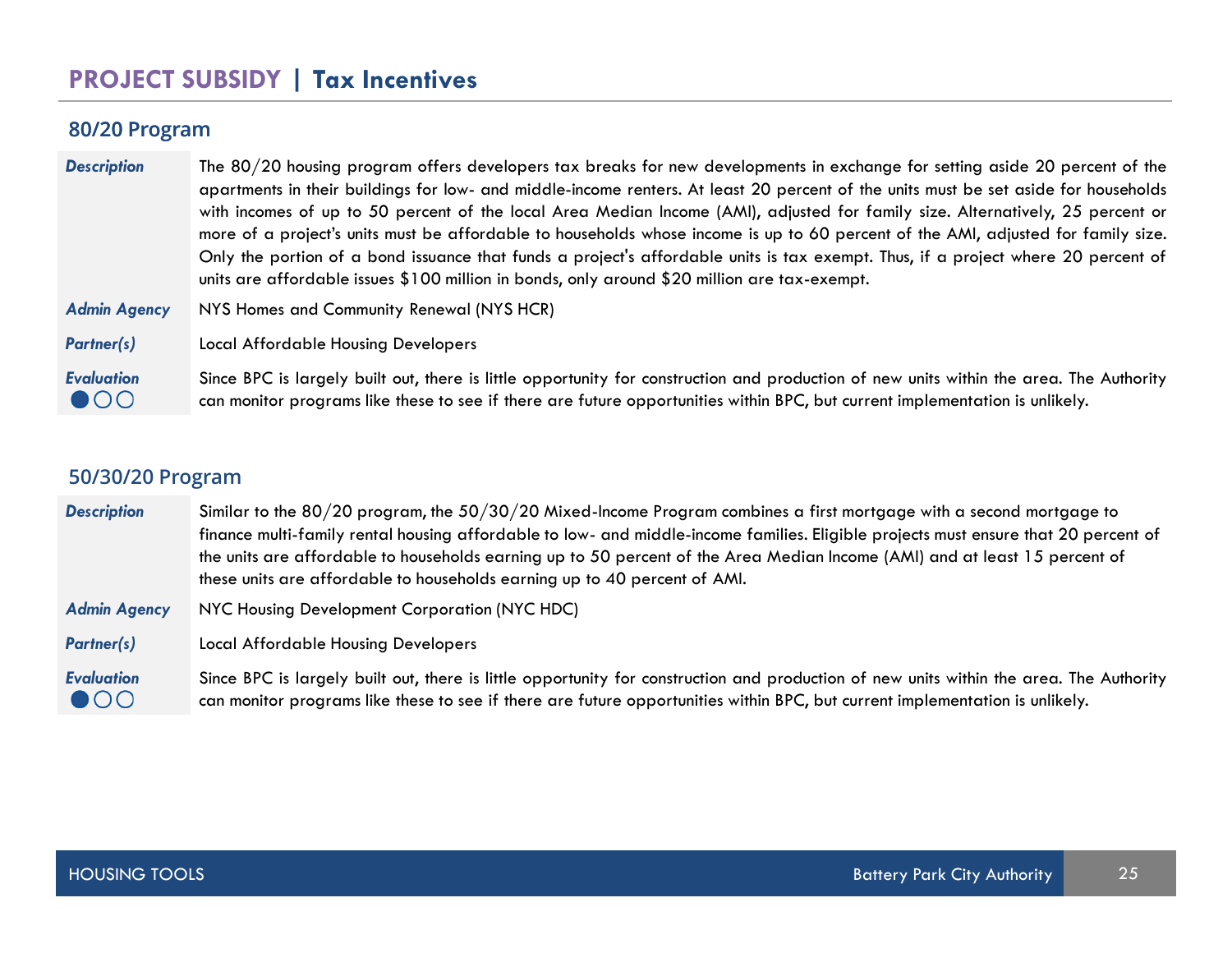# PROJECT SUBSIDY | Tax Incentives

## 80/20 Program

| | |
|---|---|
| ***Description*** | The 80/20 housing program offers developers tax breaks for new developments in exchange for setting aside 20 percent of the apartments in their buildings for low- and middle-income renters. At least 20 percent of the units must be set aside for households with incomes of up to 50 percent of the local Area Median Income (AMI), adjusted for family size. Alternatively, 25 percent or more of a project's units must be affordable to households whose income is up to 60 percent of the AMI, adjusted for family size. Only the portion of a bond issuance that funds a project's affordable units is tax exempt. Thus, if a project where 20 percent of units are affordable issues $100 million in bonds, only around $20 million are tax-exempt. |
| ***Admin Agency*** | NYS Homes and Community Renewal (NYS HCR) |
| ***Partner(s)*** | Local Affordable Housing Developers |
| ***Evaluation*** ●○○ | Since BPC is largely built out, there is little opportunity for construction and production of new units within the area. The Authority can monitor programs like these to see if there are future opportunities within BPC, but current implementation is unlikely. |

## 50/30/20 Program

| | |
|---|---|
| ***Description*** | Similar to the 80/20 program, the 50/30/20 Mixed-Income Program combines a first mortgage with a second mortgage to finance multi-family rental housing affordable to low- and middle-income families. Eligible projects must ensure that 20 percent of the units are affordable to households earning up to 50 percent of the Area Median Income (AMI) and at least 15 percent of these units are affordable to households earning up to 40 percent of AMI. |
| ***Admin Agency*** | NYC Housing Development Corporation (NYC HDC) |
| ***Partner(s)*** | Local Affordable Housing Developers |
| ***Evaluation*** ●○○ | Since BPC is largely built out, there is little opportunity for construction and production of new units within the area. The Authority can monitor programs like these to see if there are future opportunities within BPC, but current implementation is unlikely. |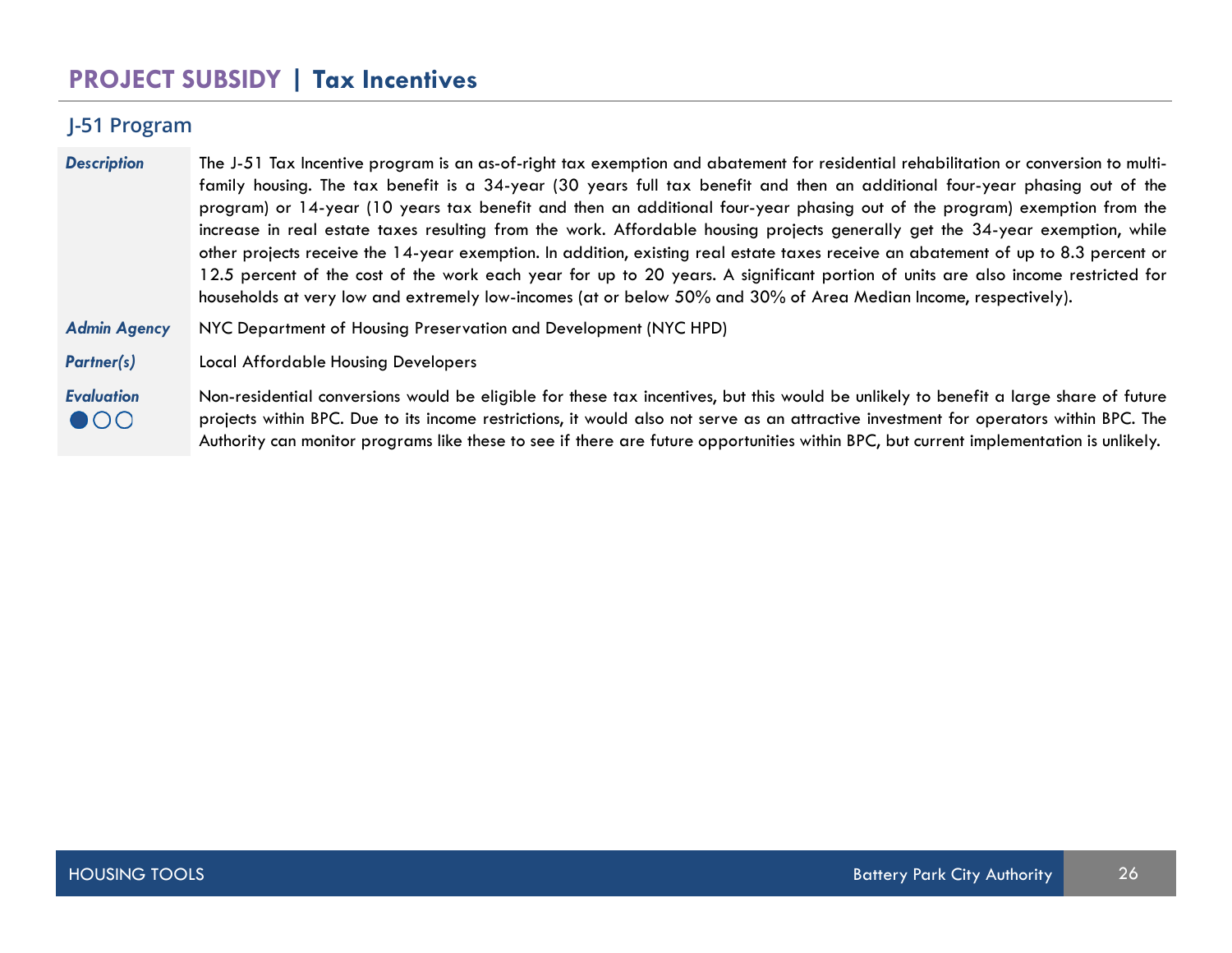## PROJECT SUBSIDY | Tax Incentives

### J-51 Program

| | |
|---|---|
| ***Description*** | The J-51 Tax Incentive program is an as-of-right tax exemption and abatement for residential rehabilitation or conversion to multi-family housing. The tax benefit is a 34-year (30 years full tax benefit and then an additional four-year phasing out of the program) or 14-year (10 years tax benefit and then an additional four-year phasing out of the program) exemption from the increase in real estate taxes resulting from the work. Affordable housing projects generally get the 34-year exemption, while other projects receive the 14-year exemption. In addition, existing real estate taxes receive an abatement of up to 8.3 percent or 12.5 percent of the cost of the work each year for up to 20 years. A significant portion of units are also income restricted for households at very low and extremely low-incomes (at or below 50% and 30% of Area Median Income, respectively). |
| ***Admin Agency*** | NYC Department of Housing Preservation and Development (NYC HPD) |
| ***Partner(s)*** | Local Affordable Housing Developers |
| ***Evaluation*** ●○○ | Non-residential conversions would be eligible for these tax incentives, but this would be unlikely to benefit a large share of future projects within BPC. Due to its income restrictions, it would also not serve as an attractive investment for operators within BPC. The Authority can monitor programs like these to see if there are future opportunities within BPC, but current implementation is unlikely. |